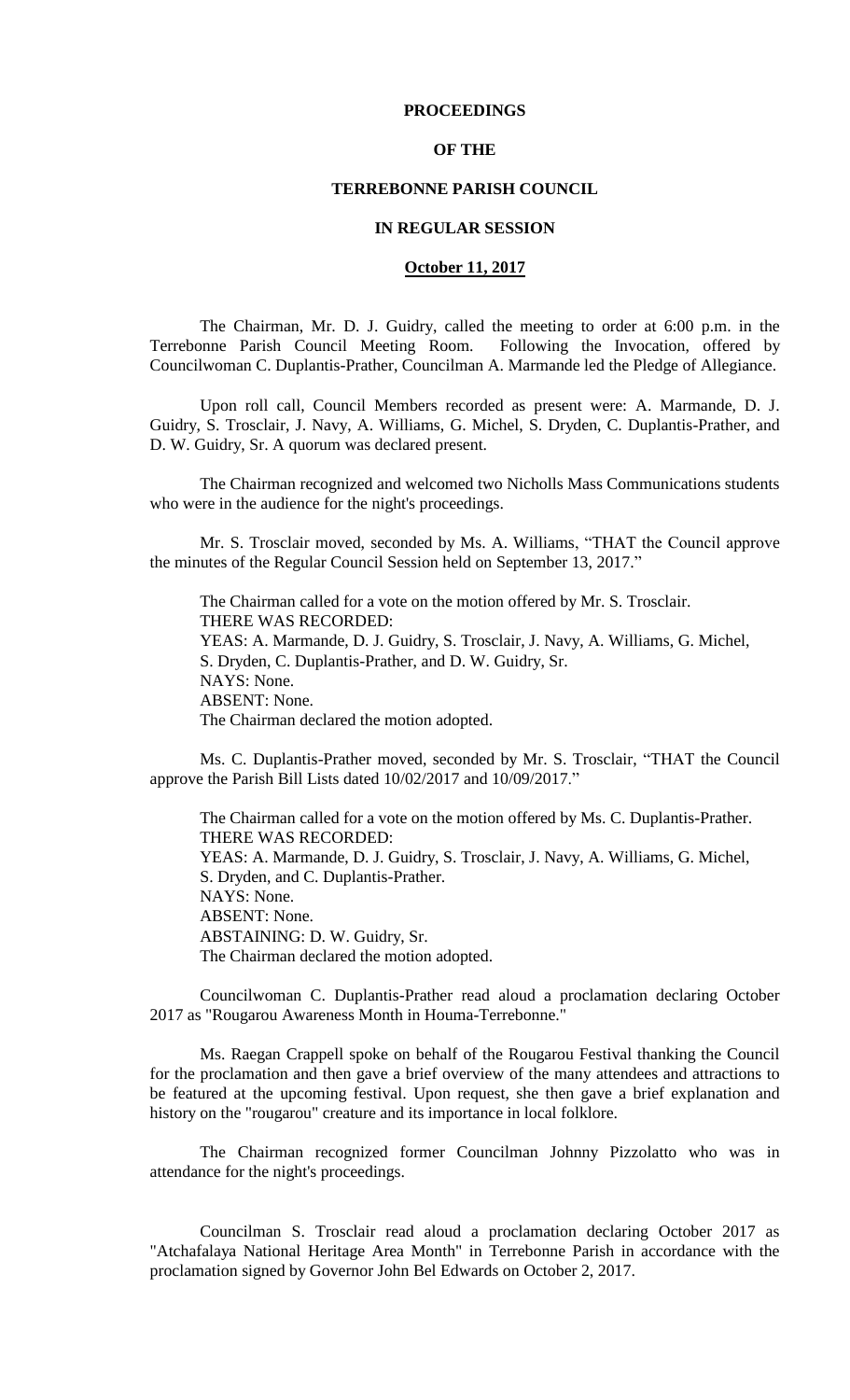**PROCEEDINGS**

**OF THE**

**TERREBONNE PARISH COUNCIL**

**IN REGULAR SESSION**

**October 11, 2017**

The Chairman, Mr. D. J. Guidry, called the meeting to order at 6:00 p.m. in the Terrebonne Parish Council Meeting Room. Following the Invocation, offered by Councilwoman C. Duplantis-Prather, Councilman A. Marmande led the Pledge of Allegiance.

Upon roll call, Council Members recorded as present were: A. Marmande, D. J. Guidry, S. Trosclair, J. Navy, A. Williams, G. Michel, S. Dryden, C. Duplantis-Prather, and D. W. Guidry, Sr. A quorum was declared present.

The Chairman recognized and welcomed two Nicholls Mass Communications students who were in the audience for the night's proceedings.

Mr. S. Trosclair moved, seconded by Ms. A. Williams, "THAT the Council approve the minutes of the Regular Council Session held on September 13, 2017."

The Chairman called for a vote on the motion offered by Mr. S. Trosclair.
THERE WAS RECORDED:
YEAS: A. Marmande, D. J. Guidry, S. Trosclair, J. Navy, A. Williams, G. Michel, S. Dryden, C. Duplantis-Prather, and D. W. Guidry, Sr.
NAYS: None.
ABSENT: None.
The Chairman declared the motion adopted.

Ms. C. Duplantis-Prather moved, seconded by Mr. S. Trosclair, "THAT the Council approve the Parish Bill Lists dated 10/02/2017 and 10/09/2017."

The Chairman called for a vote on the motion offered by Ms. C. Duplantis-Prather.
THERE WAS RECORDED:
YEAS: A. Marmande, D. J. Guidry, S. Trosclair, J. Navy, A. Williams, G. Michel, S. Dryden, and C. Duplantis-Prather.
NAYS: None.
ABSENT: None.
ABSTAINING: D. W. Guidry, Sr.
The Chairman declared the motion adopted.

Councilwoman C. Duplantis-Prather read aloud a proclamation declaring October 2017 as "Rougarou Awareness Month in Houma-Terrebonne."

Ms. Raegan Crappell spoke on behalf of the Rougarou Festival thanking the Council for the proclamation and then gave a brief overview of the many attendees and attractions to be featured at the upcoming festival. Upon request, she then gave a brief explanation and history on the "rougarou" creature and its importance in local folklore.

The Chairman recognized former Councilman Johnny Pizzolatto who was in attendance for the night's proceedings.

Councilman S. Trosclair read aloud a proclamation declaring October 2017 as "Atchafalaya National Heritage Area Month" in Terrebonne Parish in accordance with the proclamation signed by Governor John Bel Edwards on October 2, 2017.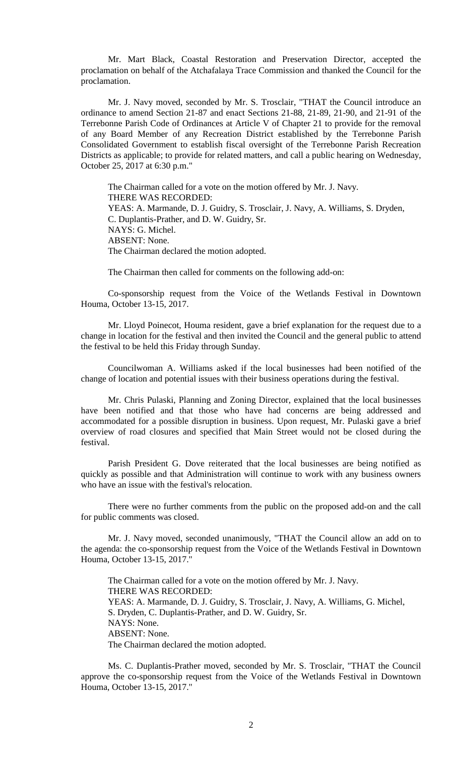Mr. Mart Black, Coastal Restoration and Preservation Director, accepted the proclamation on behalf of the Atchafalaya Trace Commission and thanked the Council for the proclamation.

Mr. J. Navy moved, seconded by Mr. S. Trosclair, "THAT the Council introduce an ordinance to amend Section 21-87 and enact Sections 21-88, 21-89, 21-90, and 21-91 of the Terrebonne Parish Code of Ordinances at Article V of Chapter 21 to provide for the removal of any Board Member of any Recreation District established by the Terrebonne Parish Consolidated Government to establish fiscal oversight of the Terrebonne Parish Recreation Districts as applicable; to provide for related matters, and call a public hearing on Wednesday, October 25, 2017 at 6:30 p.m."

The Chairman called for a vote on the motion offered by Mr. J. Navy.
THERE WAS RECORDED:
YEAS: A. Marmande, D. J. Guidry, S. Trosclair, J. Navy, A. Williams, S. Dryden, C. Duplantis-Prather, and D. W. Guidry, Sr.
NAYS: G. Michel.
ABSENT: None.
The Chairman declared the motion adopted.

The Chairman then called for comments on the following add-on:

Co-sponsorship request from the Voice of the Wetlands Festival in Downtown Houma, October 13-15, 2017.

Mr. Lloyd Poinecot, Houma resident, gave a brief explanation for the request due to a change in location for the festival and then invited the Council and the general public to attend the festival to be held this Friday through Sunday.

Councilwoman A. Williams asked if the local businesses had been notified of the change of location and potential issues with their business operations during the festival.

Mr. Chris Pulaski, Planning and Zoning Director, explained that the local businesses have been notified and that those who have had concerns are being addressed and accommodated for a possible disruption in business. Upon request, Mr. Pulaski gave a brief overview of road closures and specified that Main Street would not be closed during the festival.

Parish President G. Dove reiterated that the local businesses are being notified as quickly as possible and that Administration will continue to work with any business owners who have an issue with the festival's relocation.

There were no further comments from the public on the proposed add-on and the call for public comments was closed.

Mr. J. Navy moved, seconded unanimously, "THAT the Council allow an add on to the agenda: the co-sponsorship request from the Voice of the Wetlands Festival in Downtown Houma, October 13-15, 2017."

The Chairman called for a vote on the motion offered by Mr. J. Navy.
THERE WAS RECORDED:
YEAS: A. Marmande, D. J. Guidry, S. Trosclair, J. Navy, A. Williams, G. Michel, S. Dryden, C. Duplantis-Prather, and D. W. Guidry, Sr.
NAYS: None.
ABSENT: None.
The Chairman declared the motion adopted.

Ms. C. Duplantis-Prather moved, seconded by Mr. S. Trosclair, "THAT the Council approve the co-sponsorship request from the Voice of the Wetlands Festival in Downtown Houma, October 13-15, 2017."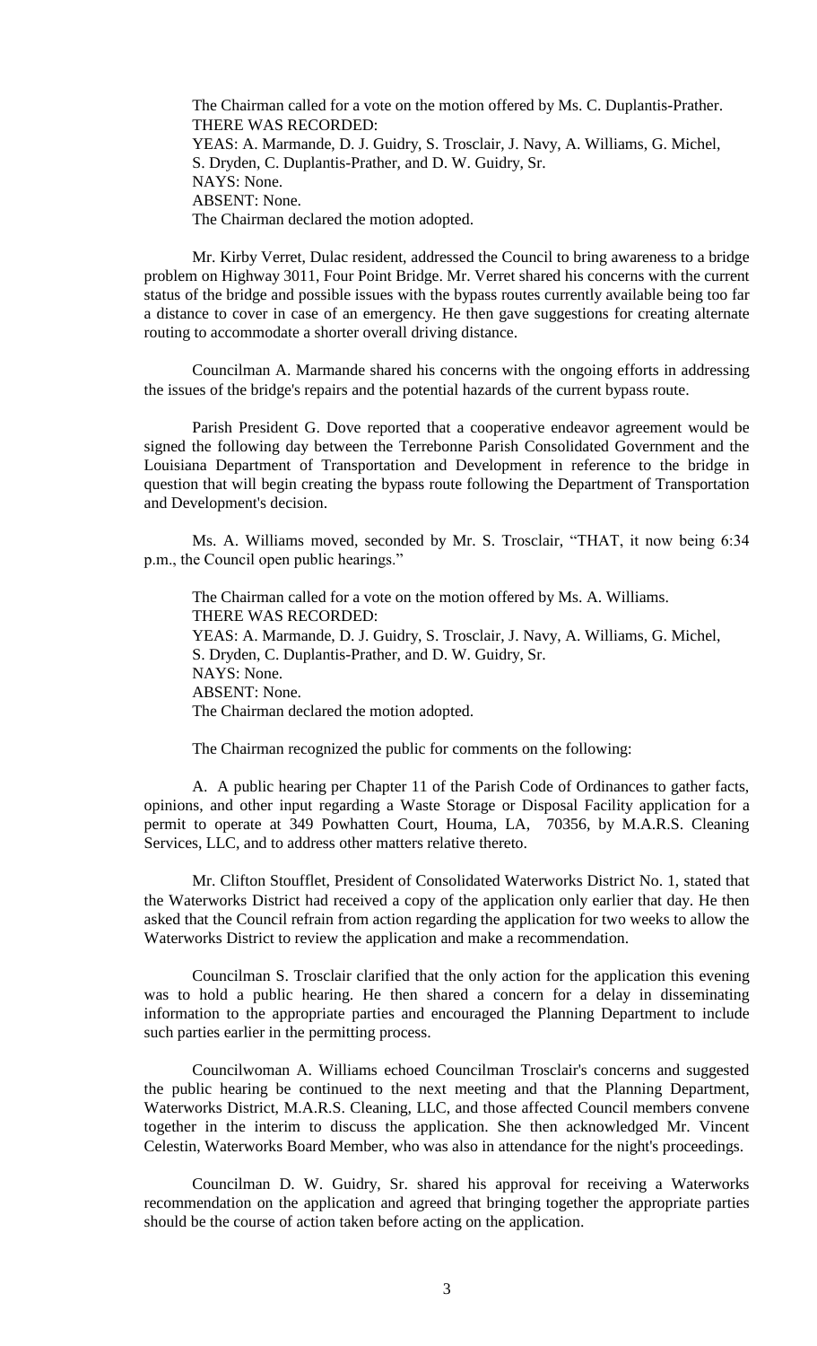The Chairman called for a vote on the motion offered by Ms. C. Duplantis-Prather.
THERE WAS RECORDED:
YEAS: A. Marmande, D. J. Guidry, S. Trosclair, J. Navy, A. Williams, G. Michel, S. Dryden, C. Duplantis-Prather, and D. W. Guidry, Sr.
NAYS: None.
ABSENT: None.
The Chairman declared the motion adopted.

Mr. Kirby Verret, Dulac resident, addressed the Council to bring awareness to a bridge problem on Highway 3011, Four Point Bridge. Mr. Verret shared his concerns with the current status of the bridge and possible issues with the bypass routes currently available being too far a distance to cover in case of an emergency. He then gave suggestions for creating alternate routing to accommodate a shorter overall driving distance.

Councilman A. Marmande shared his concerns with the ongoing efforts in addressing the issues of the bridge's repairs and the potential hazards of the current bypass route.

Parish President G. Dove reported that a cooperative endeavor agreement would be signed the following day between the Terrebonne Parish Consolidated Government and the Louisiana Department of Transportation and Development in reference to the bridge in question that will begin creating the bypass route following the Department of Transportation and Development's decision.

Ms. A. Williams moved, seconded by Mr. S. Trosclair, "THAT, it now being 6:34 p.m., the Council open public hearings."

The Chairman called for a vote on the motion offered by Ms. A. Williams.
THERE WAS RECORDED:
YEAS: A. Marmande, D. J. Guidry, S. Trosclair, J. Navy, A. Williams, G. Michel, S. Dryden, C. Duplantis-Prather, and D. W. Guidry, Sr.
NAYS: None.
ABSENT: None.
The Chairman declared the motion adopted.

The Chairman recognized the public for comments on the following:

A. A public hearing per Chapter 11 of the Parish Code of Ordinances to gather facts, opinions, and other input regarding a Waste Storage or Disposal Facility application for a permit to operate at 349 Powhatten Court, Houma, LA, 70356, by M.A.R.S. Cleaning Services, LLC, and to address other matters relative thereto.

Mr. Clifton Stoufflet, President of Consolidated Waterworks District No. 1, stated that the Waterworks District had received a copy of the application only earlier that day. He then asked that the Council refrain from action regarding the application for two weeks to allow the Waterworks District to review the application and make a recommendation.

Councilman S. Trosclair clarified that the only action for the application this evening was to hold a public hearing. He then shared a concern for a delay in disseminating information to the appropriate parties and encouraged the Planning Department to include such parties earlier in the permitting process.

Councilwoman A. Williams echoed Councilman Trosclair's concerns and suggested the public hearing be continued to the next meeting and that the Planning Department, Waterworks District, M.A.R.S. Cleaning, LLC, and those affected Council members convene together in the interim to discuss the application. She then acknowledged Mr. Vincent Celestin, Waterworks Board Member, who was also in attendance for the night's proceedings.

Councilman D. W. Guidry, Sr. shared his approval for receiving a Waterworks recommendation on the application and agreed that bringing together the appropriate parties should be the course of action taken before acting on the application.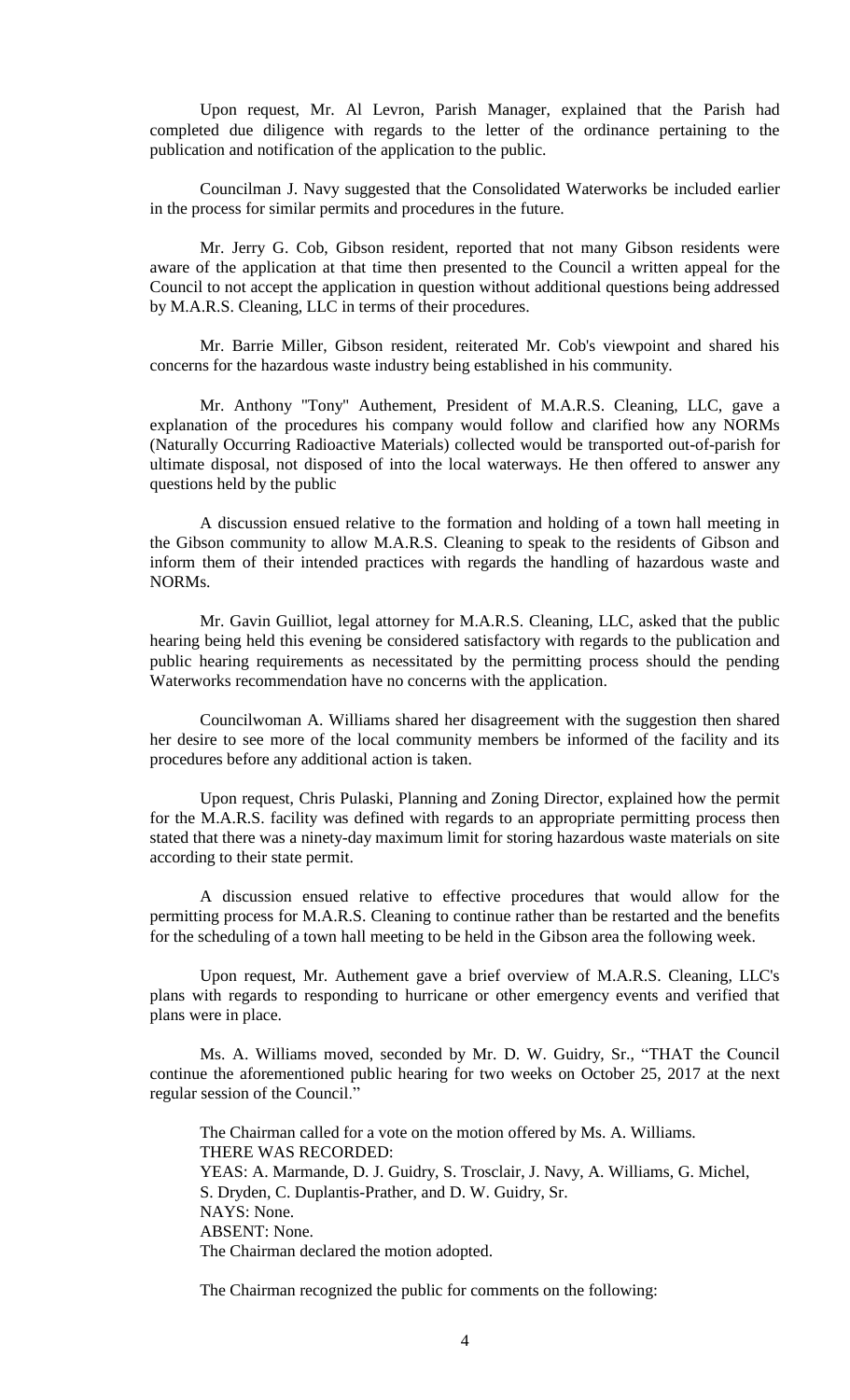Upon request, Mr. Al Levron, Parish Manager, explained that the Parish had completed due diligence with regards to the letter of the ordinance pertaining to the publication and notification of the application to the public.

Councilman J. Navy suggested that the Consolidated Waterworks be included earlier in the process for similar permits and procedures in the future.

Mr. Jerry G. Cob, Gibson resident, reported that not many Gibson residents were aware of the application at that time then presented to the Council a written appeal for the Council to not accept the application in question without additional questions being addressed by M.A.R.S. Cleaning, LLC in terms of their procedures.

Mr. Barrie Miller, Gibson resident, reiterated Mr. Cob's viewpoint and shared his concerns for the hazardous waste industry being established in his community.

Mr. Anthony "Tony" Authement, President of M.A.R.S. Cleaning, LLC, gave a explanation of the procedures his company would follow and clarified how any NORMs (Naturally Occurring Radioactive Materials) collected would be transported out-of-parish for ultimate disposal, not disposed of into the local waterways. He then offered to answer any questions held by the public

A discussion ensued relative to the formation and holding of a town hall meeting in the Gibson community to allow M.A.R.S. Cleaning to speak to the residents of Gibson and inform them of their intended practices with regards the handling of hazardous waste and NORMs.

Mr. Gavin Guilliot, legal attorney for M.A.R.S. Cleaning, LLC, asked that the public hearing being held this evening be considered satisfactory with regards to the publication and public hearing requirements as necessitated by the permitting process should the pending Waterworks recommendation have no concerns with the application.

Councilwoman A. Williams shared her disagreement with the suggestion then shared her desire to see more of the local community members be informed of the facility and its procedures before any additional action is taken.

Upon request, Chris Pulaski, Planning and Zoning Director, explained how the permit for the M.A.R.S. facility was defined with regards to an appropriate permitting process then stated that there was a ninety-day maximum limit for storing hazardous waste materials on site according to their state permit.

A discussion ensued relative to effective procedures that would allow for the permitting process for M.A.R.S. Cleaning to continue rather than be restarted and the benefits for the scheduling of a town hall meeting to be held in the Gibson area the following week.

Upon request, Mr. Authement gave a brief overview of M.A.R.S. Cleaning, LLC's plans with regards to responding to hurricane or other emergency events and verified that plans were in place.

Ms. A. Williams moved, seconded by Mr. D. W. Guidry, Sr., "THAT the Council continue the aforementioned public hearing for two weeks on October 25, 2017 at the next regular session of the Council."

The Chairman called for a vote on the motion offered by Ms. A. Williams.
THERE WAS RECORDED:
YEAS: A. Marmande, D. J. Guidry, S. Trosclair, J. Navy, A. Williams, G. Michel, S. Dryden, C. Duplantis-Prather, and D. W. Guidry, Sr.
NAYS: None.
ABSENT: None.
The Chairman declared the motion adopted.

The Chairman recognized the public for comments on the following: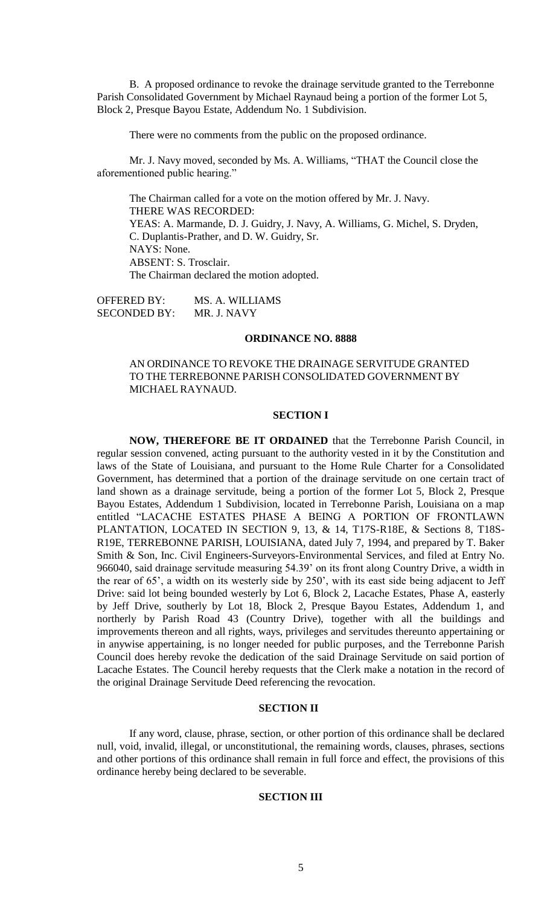B. A proposed ordinance to revoke the drainage servitude granted to the Terrebonne Parish Consolidated Government by Michael Raynaud being a portion of the former Lot 5, Block 2, Presque Bayou Estate, Addendum No. 1 Subdivision.

There were no comments from the public on the proposed ordinance.

Mr. J. Navy moved, seconded by Ms. A. Williams, "THAT the Council close the aforementioned public hearing."

The Chairman called for a vote on the motion offered by Mr. J. Navy.
THERE WAS RECORDED:
YEAS: A. Marmande, D. J. Guidry, J. Navy, A. Williams, G. Michel, S. Dryden, C. Duplantis-Prather, and D. W. Guidry, Sr.
NAYS: None.
ABSENT: S. Trosclair.
The Chairman declared the motion adopted.

OFFERED BY: MS. A. WILLIAMS
SECONDED BY: MR. J. NAVY

## ORDINANCE NO. 8888

AN ORDINANCE TO REVOKE THE DRAINAGE SERVITUDE GRANTED TO THE TERREBONNE PARISH CONSOLIDATED GOVERNMENT BY MICHAEL RAYNAUD.

### SECTION I

**NOW, THEREFORE BE IT ORDAINED** that the Terrebonne Parish Council, in regular session convened, acting pursuant to the authority vested in it by the Constitution and laws of the State of Louisiana, and pursuant to the Home Rule Charter for a Consolidated Government, has determined that a portion of the drainage servitude on one certain tract of land shown as a drainage servitude, being a portion of the former Lot 5, Block 2, Presque Bayou Estates, Addendum 1 Subdivision, located in Terrebonne Parish, Louisiana on a map entitled "LACACHE ESTATES PHASE A BEING A PORTION OF FRONTLAWN PLANTATION, LOCATED IN SECTION 9, 13, & 14, T17S-R18E, & Sections 8, T18S-R19E, TERREBONNE PARISH, LOUISIANA, dated July 7, 1994, and prepared by T. Baker Smith & Son, Inc. Civil Engineers-Surveyors-Environmental Services, and filed at Entry No. 966040, said drainage servitude measuring 54.39' on its front along Country Drive, a width in the rear of 65', a width on its westerly side by 250', with its east side being adjacent to Jeff Drive: said lot being bounded westerly by Lot 6, Block 2, Lacache Estates, Phase A, easterly by Jeff Drive, southerly by Lot 18, Block 2, Presque Bayou Estates, Addendum 1, and northerly by Parish Road 43 (Country Drive), together with all the buildings and improvements thereon and all rights, ways, privileges and servitudes thereunto appertaining or in anywise appertaining, is no longer needed for public purposes, and the Terrebonne Parish Council does hereby revoke the dedication of the said Drainage Servitude on said portion of Lacache Estates. The Council hereby requests that the Clerk make a notation in the record of the original Drainage Servitude Deed referencing the revocation.

### SECTION II

If any word, clause, phrase, section, or other portion of this ordinance shall be declared null, void, invalid, illegal, or unconstitutional, the remaining words, clauses, phrases, sections and other portions of this ordinance shall remain in full force and effect, the provisions of this ordinance hereby being declared to be severable.

### SECTION III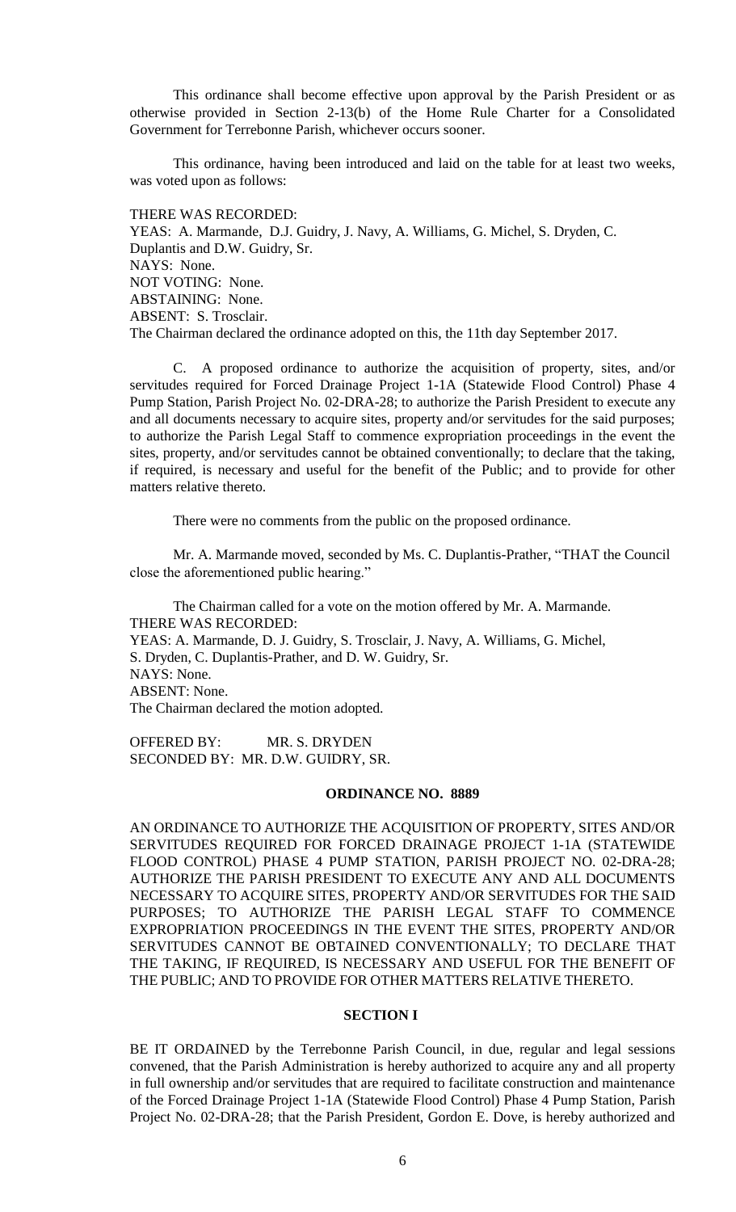This ordinance shall become effective upon approval by the Parish President or as otherwise provided in Section 2-13(b) of the Home Rule Charter for a Consolidated Government for Terrebonne Parish, whichever occurs sooner.

This ordinance, having been introduced and laid on the table for at least two weeks, was voted upon as follows:

THERE WAS RECORDED:
YEAS: A. Marmande, D.J. Guidry, J. Navy, A. Williams, G. Michel, S. Dryden, C. Duplantis and D.W. Guidry, Sr.
NAYS: None.
NOT VOTING: None.
ABSTAINING: None.
ABSENT: S. Trosclair.
The Chairman declared the ordinance adopted on this, the 11th day September 2017.

C. A proposed ordinance to authorize the acquisition of property, sites, and/or servitudes required for Forced Drainage Project 1-1A (Statewide Flood Control) Phase 4 Pump Station, Parish Project No. 02-DRA-28; to authorize the Parish President to execute any and all documents necessary to acquire sites, property and/or servitudes for the said purposes; to authorize the Parish Legal Staff to commence expropriation proceedings in the event the sites, property, and/or servitudes cannot be obtained conventionally; to declare that the taking, if required, is necessary and useful for the benefit of the Public; and to provide for other matters relative thereto.

There were no comments from the public on the proposed ordinance.

Mr. A. Marmande moved, seconded by Ms. C. Duplantis-Prather, "THAT the Council close the aforementioned public hearing."

The Chairman called for a vote on the motion offered by Mr. A. Marmande.
THERE WAS RECORDED:
YEAS: A. Marmande, D. J. Guidry, S. Trosclair, J. Navy, A. Williams, G. Michel, S. Dryden, C. Duplantis-Prather, and D. W. Guidry, Sr.
NAYS: None.
ABSENT: None.
The Chairman declared the motion adopted.

OFFERED BY: MR. S. DRYDEN
SECONDED BY: MR. D.W. GUIDRY, SR.

**ORDINANCE NO. 8889**

AN ORDINANCE TO AUTHORIZE THE ACQUISITION OF PROPERTY, SITES AND/OR SERVITUDES REQUIRED FOR FORCED DRAINAGE PROJECT 1-1A (STATEWIDE FLOOD CONTROL) PHASE 4 PUMP STATION, PARISH PROJECT NO. 02-DRA-28; AUTHORIZE THE PARISH PRESIDENT TO EXECUTE ANY AND ALL DOCUMENTS NECESSARY TO ACQUIRE SITES, PROPERTY AND/OR SERVITUDES FOR THE SAID PURPOSES; TO AUTHORIZE THE PARISH LEGAL STAFF TO COMMENCE EXPROPRIATION PROCEEDINGS IN THE EVENT THE SITES, PROPERTY AND/OR SERVITUDES CANNOT BE OBTAINED CONVENTIONALLY; TO DECLARE THAT THE TAKING, IF REQUIRED, IS NECESSARY AND USEFUL FOR THE BENEFIT OF THE PUBLIC; AND TO PROVIDE FOR OTHER MATTERS RELATIVE THERETO.

**SECTION I**

BE IT ORDAINED by the Terrebonne Parish Council, in due, regular and legal sessions convened, that the Parish Administration is hereby authorized to acquire any and all property in full ownership and/or servitudes that are required to facilitate construction and maintenance of the Forced Drainage Project 1-1A (Statewide Flood Control) Phase 4 Pump Station, Parish Project No. 02-DRA-28; that the Parish President, Gordon E. Dove, is hereby authorized and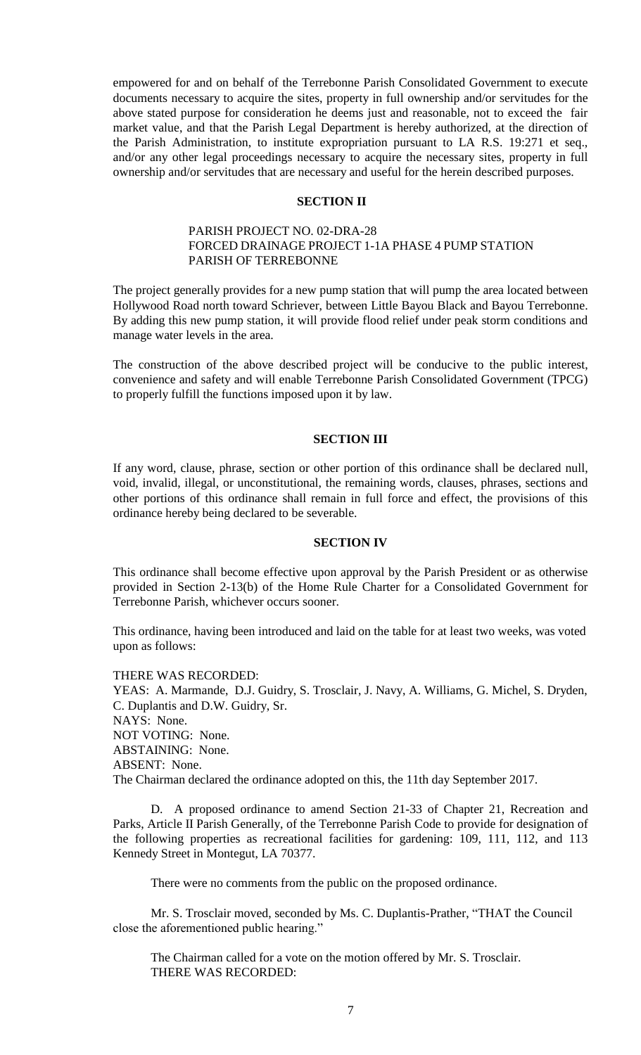empowered for and on behalf of the Terrebonne Parish Consolidated Government to execute documents necessary to acquire the sites, property in full ownership and/or servitudes for the above stated purpose for consideration he deems just and reasonable, not to exceed the fair market value, and that the Parish Legal Department is hereby authorized, at the direction of the Parish Administration, to institute expropriation pursuant to LA R.S. 19:271 et seq., and/or any other legal proceedings necessary to acquire the necessary sites, property in full ownership and/or servitudes that are necessary and useful for the herein described purposes.

**SECTION II**

PARISH PROJECT NO. 02-DRA-28
FORCED DRAINAGE PROJECT 1-1A PHASE 4 PUMP STATION
PARISH OF TERREBONNE

The project generally provides for a new pump station that will pump the area located between Hollywood Road north toward Schriever, between Little Bayou Black and Bayou Terrebonne. By adding this new pump station, it will provide flood relief under peak storm conditions and manage water levels in the area.

The construction of the above described project will be conducive to the public interest, convenience and safety and will enable Terrebonne Parish Consolidated Government (TPCG) to properly fulfill the functions imposed upon it by law.

**SECTION III**

If any word, clause, phrase, section or other portion of this ordinance shall be declared null, void, invalid, illegal, or unconstitutional, the remaining words, clauses, phrases, sections and other portions of this ordinance shall remain in full force and effect, the provisions of this ordinance hereby being declared to be severable.

**SECTION IV**

This ordinance shall become effective upon approval by the Parish President or as otherwise provided in Section 2-13(b) of the Home Rule Charter for a Consolidated Government for Terrebonne Parish, whichever occurs sooner.

This ordinance, having been introduced and laid on the table for at least two weeks, was voted upon as follows:

THERE WAS RECORDED:
YEAS: A. Marmande, D.J. Guidry, S. Trosclair, J. Navy, A. Williams, G. Michel, S. Dryden, C. Duplantis and D.W. Guidry, Sr.
NAYS: None.
NOT VOTING: None.
ABSTAINING: None.
ABSENT: None.
The Chairman declared the ordinance adopted on this, the 11th day September 2017.

D. A proposed ordinance to amend Section 21-33 of Chapter 21, Recreation and Parks, Article II Parish Generally, of the Terrebonne Parish Code to provide for designation of the following properties as recreational facilities for gardening: 109, 111, 112, and 113 Kennedy Street in Montegut, LA 70377.

There were no comments from the public on the proposed ordinance.

Mr. S. Trosclair moved, seconded by Ms. C. Duplantis-Prather, "THAT the Council close the aforementioned public hearing."

The Chairman called for a vote on the motion offered by Mr. S. Trosclair.
THERE WAS RECORDED: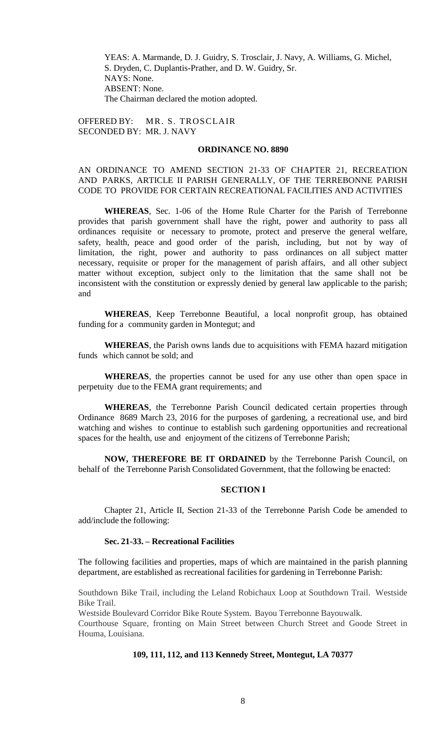YEAS: A. Marmande, D. J. Guidry, S. Trosclair, J. Navy, A. Williams, G. Michel, S. Dryden, C. Duplantis-Prather, and D. W. Guidry, Sr.
NAYS: None.
ABSENT: None.
The Chairman declared the motion adopted.

OFFERED BY: MR. S. TROSCLAIR
SECONDED BY: MR. J. NAVY

**ORDINANCE NO. 8890**

AN ORDINANCE TO AMEND SECTION 21-33 OF CHAPTER 21, RECREATION AND PARKS, ARTICLE II PARISH GENERALLY, OF THE TERREBONNE PARISH CODE TO PROVIDE FOR CERTAIN RECREATIONAL FACILITIES AND ACTIVITIES

**WHEREAS**, Sec. 1-06 of the Home Rule Charter for the Parish of Terrebonne provides that parish government shall have the right, power and authority to pass all ordinances requisite or necessary to promote, protect and preserve the general welfare, safety, health, peace and good order of the parish, including, but not by way of limitation, the right, power and authority to pass ordinances on all subject matter necessary, requisite or proper for the management of parish affairs, and all other subject matter without exception, subject only to the limitation that the same shall not be inconsistent with the constitution or expressly denied by general law applicable to the parish; and

**WHEREAS**, Keep Terrebonne Beautiful, a local nonprofit group, has obtained funding for a community garden in Montegut; and

**WHEREAS**, the Parish owns lands due to acquisitions with FEMA hazard mitigation funds which cannot be sold; and

**WHEREAS**, the properties cannot be used for any use other than open space in perpetuity due to the FEMA grant requirements; and

**WHEREAS**, the Terrebonne Parish Council dedicated certain properties through Ordinance 8689 March 23, 2016 for the purposes of gardening, a recreational use, and bird watching and wishes to continue to establish such gardening opportunities and recreational spaces for the health, use and enjoyment of the citizens of Terrebonne Parish;

**NOW, THEREFORE BE IT ORDAINED** by the Terrebonne Parish Council, on behalf of the Terrebonne Parish Consolidated Government, that the following be enacted:

**SECTION I**

Chapter 21, Article II, Section 21-33 of the Terrebonne Parish Code be amended to add/include the following:

**Sec. 21-33. – Recreational Facilities**

The following facilities and properties, maps of which are maintained in the parish planning department, are established as recreational facilities for gardening in Terrebonne Parish:

Southdown Bike Trail, including the Leland Robichaux Loop at Southdown Trail. Westside Bike Trail.
Westside Boulevard Corridor Bike Route System. Bayou Terrebonne Bayouwalk.
Courthouse Square, fronting on Main Street between Church Street and Goode Street in Houma, Louisiana.

**109, 111, 112, and 113 Kennedy Street, Montegut, LA 70377**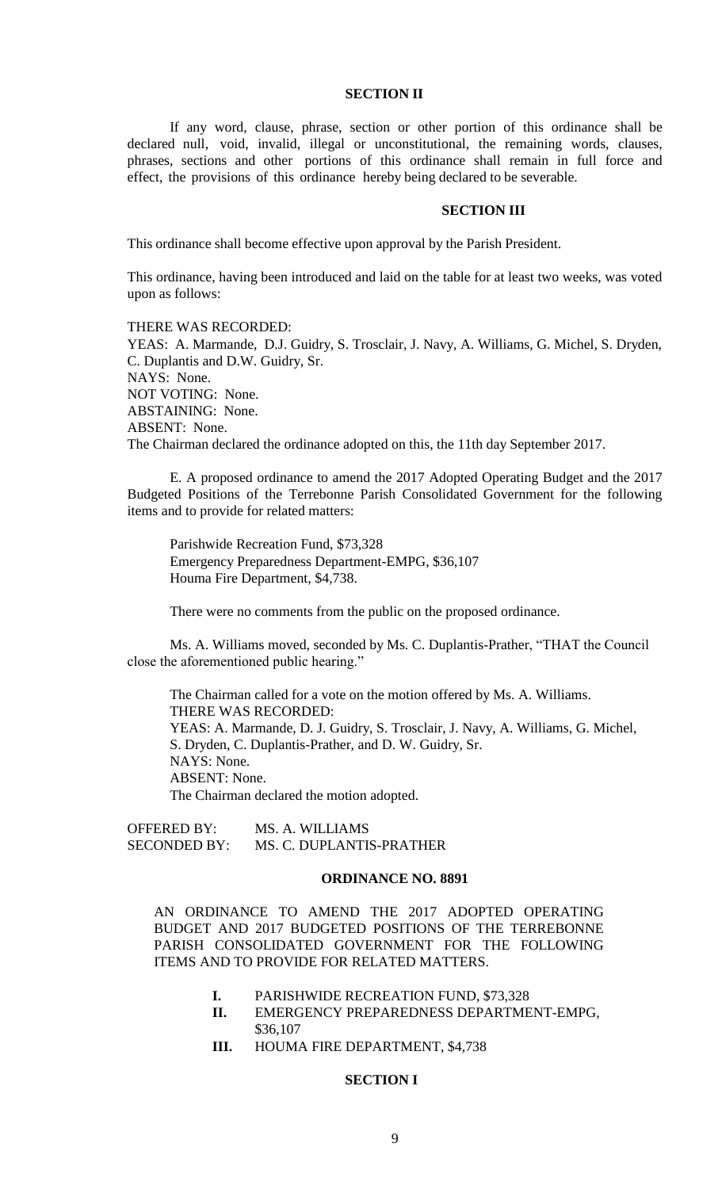**SECTION II**

If any word, clause, phrase, section or other portion of this ordinance shall be declared null, void, invalid, illegal or unconstitutional, the remaining words, clauses, phrases, sections and other portions of this ordinance shall remain in full force and effect, the provisions of this ordinance hereby being declared to be severable.

**SECTION III**

This ordinance shall become effective upon approval by the Parish President.

This ordinance, having been introduced and laid on the table for at least two weeks, was voted upon as follows:

THERE WAS RECORDED:
YEAS: A. Marmande, D.J. Guidry, S. Trosclair, J. Navy, A. Williams, G. Michel, S. Dryden, C. Duplantis and D.W. Guidry, Sr.
NAYS: None.
NOT VOTING: None.
ABSTAINING: None.
ABSENT: None.
The Chairman declared the ordinance adopted on this, the 11th day September 2017.

E. A proposed ordinance to amend the 2017 Adopted Operating Budget and the 2017 Budgeted Positions of the Terrebonne Parish Consolidated Government for the following items and to provide for related matters:

Parishwide Recreation Fund, $73,328
Emergency Preparedness Department-EMPG, $36,107
Houma Fire Department, $4,738.

There were no comments from the public on the proposed ordinance.

Ms. A. Williams moved, seconded by Ms. C. Duplantis-Prather, "THAT the Council close the aforementioned public hearing."

The Chairman called for a vote on the motion offered by Ms. A. Williams.
THERE WAS RECORDED:
YEAS: A. Marmande, D. J. Guidry, S. Trosclair, J. Navy, A. Williams, G. Michel, S. Dryden, C. Duplantis-Prather, and D. W. Guidry, Sr.
NAYS: None.
ABSENT: None.
The Chairman declared the motion adopted.

OFFERED BY: MS. A. WILLIAMS
SECONDED BY: MS. C. DUPLANTIS-PRATHER

**ORDINANCE NO. 8891**

AN ORDINANCE TO AMEND THE 2017 ADOPTED OPERATING BUDGET AND 2017 BUDGETED POSITIONS OF THE TERREBONNE PARISH CONSOLIDATED GOVERNMENT FOR THE FOLLOWING ITEMS AND TO PROVIDE FOR RELATED MATTERS.

**I.** PARISHWIDE RECREATION FUND, $73,328
**II.** EMERGENCY PREPAREDNESS DEPARTMENT-EMPG, $36,107
**III.** HOUMA FIRE DEPARTMENT, $4,738

**SECTION I**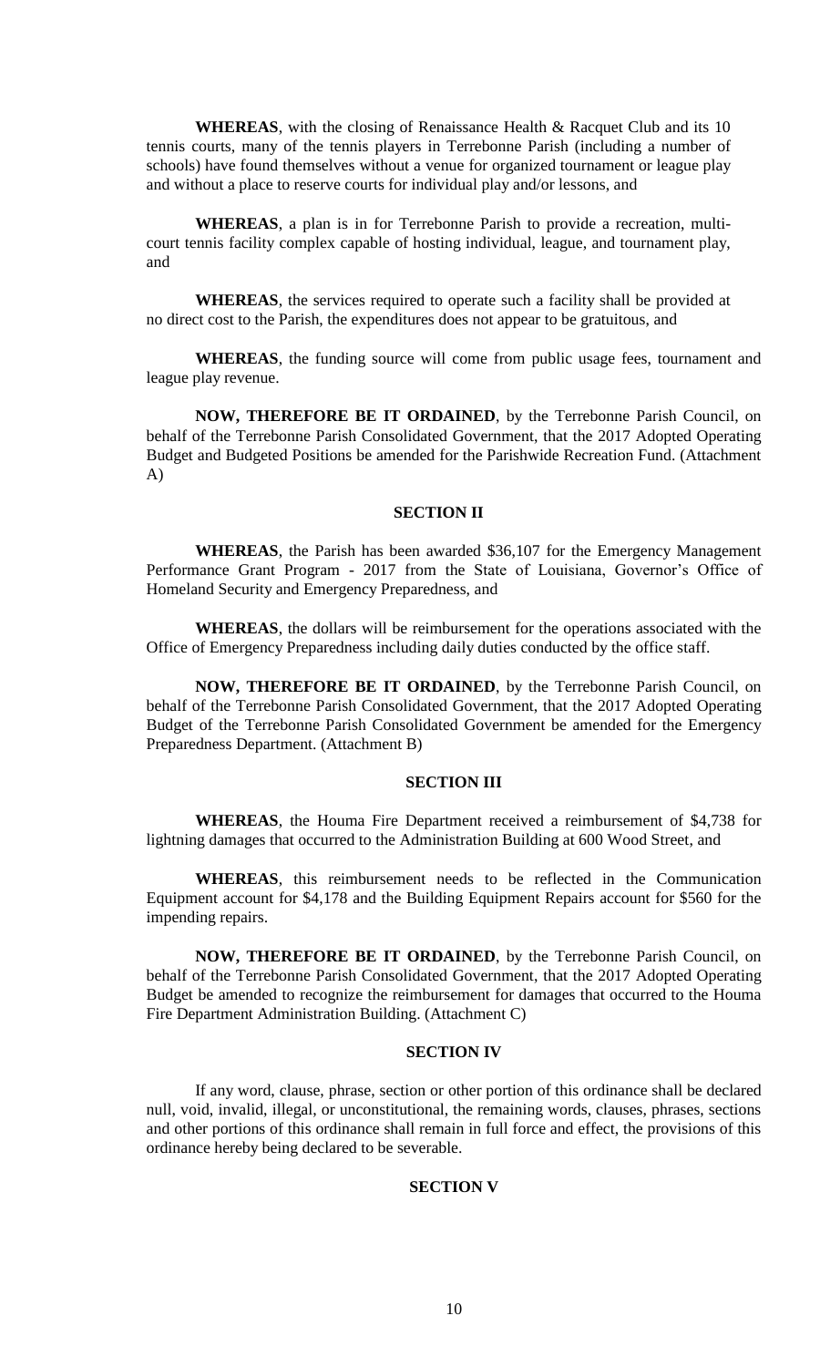**WHEREAS**, with the closing of Renaissance Health & Racquet Club and its 10 tennis courts, many of the tennis players in Terrebonne Parish (including a number of schools) have found themselves without a venue for organized tournament or league play and without a place to reserve courts for individual play and/or lessons, and

**WHEREAS**, a plan is in for Terrebonne Parish to provide a recreation, multi-court tennis facility complex capable of hosting individual, league, and tournament play, and

**WHEREAS**, the services required to operate such a facility shall be provided at no direct cost to the Parish, the expenditures does not appear to be gratuitous, and

**WHEREAS**, the funding source will come from public usage fees, tournament and league play revenue.

**NOW, THEREFORE BE IT ORDAINED**, by the Terrebonne Parish Council, on behalf of the Terrebonne Parish Consolidated Government, that the 2017 Adopted Operating Budget and Budgeted Positions be amended for the Parishwide Recreation Fund. (Attachment A)

## SECTION II

**WHEREAS**, the Parish has been awarded $36,107 for the Emergency Management Performance Grant Program - 2017 from the State of Louisiana, Governor's Office of Homeland Security and Emergency Preparedness, and

**WHEREAS**, the dollars will be reimbursement for the operations associated with the Office of Emergency Preparedness including daily duties conducted by the office staff.

**NOW, THEREFORE BE IT ORDAINED**, by the Terrebonne Parish Council, on behalf of the Terrebonne Parish Consolidated Government, that the 2017 Adopted Operating Budget of the Terrebonne Parish Consolidated Government be amended for the Emergency Preparedness Department. (Attachment B)

## SECTION III

**WHEREAS**, the Houma Fire Department received a reimbursement of $4,738 for lightning damages that occurred to the Administration Building at 600 Wood Street, and

**WHEREAS**, this reimbursement needs to be reflected in the Communication Equipment account for $4,178 and the Building Equipment Repairs account for $560 for the impending repairs.

**NOW, THEREFORE BE IT ORDAINED**, by the Terrebonne Parish Council, on behalf of the Terrebonne Parish Consolidated Government, that the 2017 Adopted Operating Budget be amended to recognize the reimbursement for damages that occurred to the Houma Fire Department Administration Building. (Attachment C)

## SECTION IV

If any word, clause, phrase, section or other portion of this ordinance shall be declared null, void, invalid, illegal, or unconstitutional, the remaining words, clauses, phrases, sections and other portions of this ordinance shall remain in full force and effect, the provisions of this ordinance hereby being declared to be severable.

## SECTION V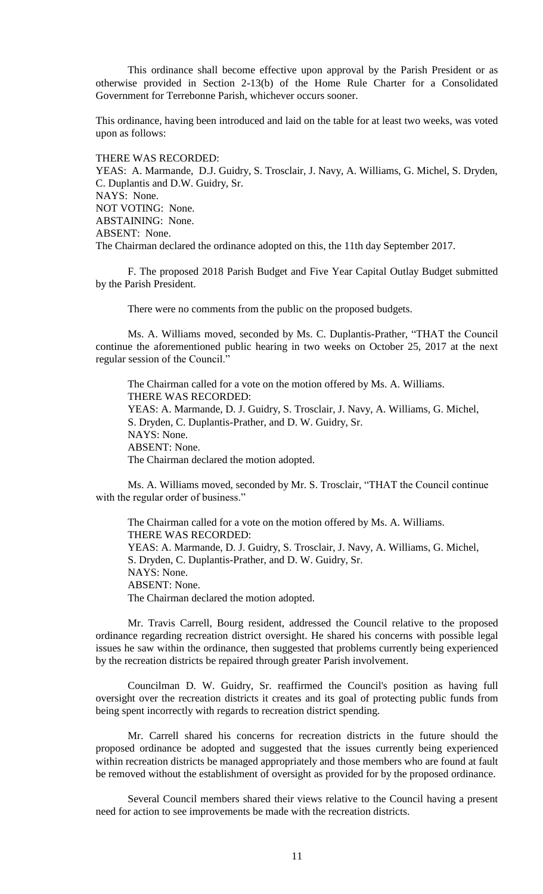This ordinance shall become effective upon approval by the Parish President or as otherwise provided in Section 2-13(b) of the Home Rule Charter for a Consolidated Government for Terrebonne Parish, whichever occurs sooner.

This ordinance, having been introduced and laid on the table for at least two weeks, was voted upon as follows:

THERE WAS RECORDED:
YEAS: A. Marmande, D.J. Guidry, S. Trosclair, J. Navy, A. Williams, G. Michel, S. Dryden, C. Duplantis and D.W. Guidry, Sr.
NAYS: None.
NOT VOTING: None.
ABSTAINING: None.
ABSENT: None.
The Chairman declared the ordinance adopted on this, the 11th day September 2017.

F. The proposed 2018 Parish Budget and Five Year Capital Outlay Budget submitted by the Parish President.

There were no comments from the public on the proposed budgets.

Ms. A. Williams moved, seconded by Ms. C. Duplantis-Prather, "THAT the Council continue the aforementioned public hearing in two weeks on October 25, 2017 at the next regular session of the Council."

The Chairman called for a vote on the motion offered by Ms. A. Williams.
THERE WAS RECORDED:
YEAS: A. Marmande, D. J. Guidry, S. Trosclair, J. Navy, A. Williams, G. Michel, S. Dryden, C. Duplantis-Prather, and D. W. Guidry, Sr.
NAYS: None.
ABSENT: None.
The Chairman declared the motion adopted.

Ms. A. Williams moved, seconded by Mr. S. Trosclair, "THAT the Council continue with the regular order of business."

The Chairman called for a vote on the motion offered by Ms. A. Williams.
THERE WAS RECORDED:
YEAS: A. Marmande, D. J. Guidry, S. Trosclair, J. Navy, A. Williams, G. Michel, S. Dryden, C. Duplantis-Prather, and D. W. Guidry, Sr.
NAYS: None.
ABSENT: None.
The Chairman declared the motion adopted.

Mr. Travis Carrell, Bourg resident, addressed the Council relative to the proposed ordinance regarding recreation district oversight. He shared his concerns with possible legal issues he saw within the ordinance, then suggested that problems currently being experienced by the recreation districts be repaired through greater Parish involvement.

Councilman D. W. Guidry, Sr. reaffirmed the Council's position as having full oversight over the recreation districts it creates and its goal of protecting public funds from being spent incorrectly with regards to recreation district spending.

Mr. Carrell shared his concerns for recreation districts in the future should the proposed ordinance be adopted and suggested that the issues currently being experienced within recreation districts be managed appropriately and those members who are found at fault be removed without the establishment of oversight as provided for by the proposed ordinance.

Several Council members shared their views relative to the Council having a present need for action to see improvements be made with the recreation districts.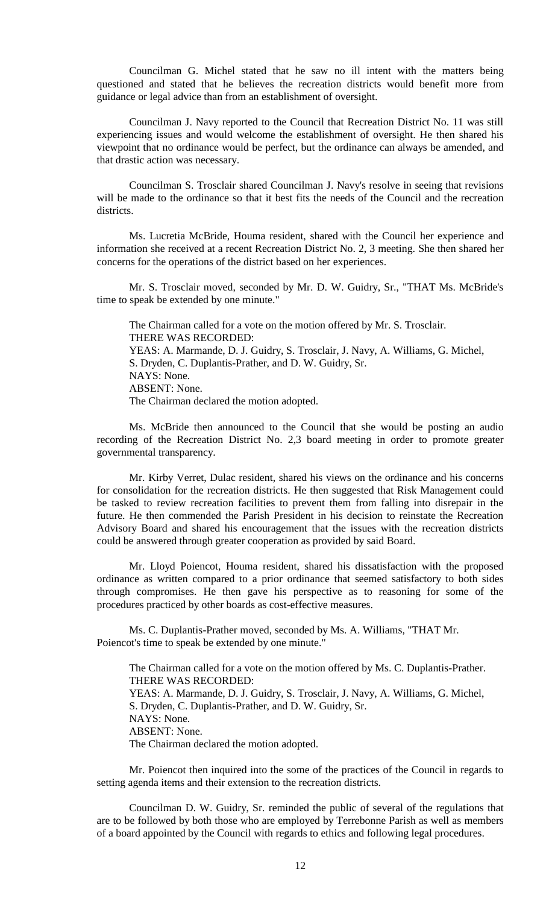Councilman G. Michel stated that he saw no ill intent with the matters being questioned and stated that he believes the recreation districts would benefit more from guidance or legal advice than from an establishment of oversight.

Councilman J. Navy reported to the Council that Recreation District No. 11 was still experiencing issues and would welcome the establishment of oversight. He then shared his viewpoint that no ordinance would be perfect, but the ordinance can always be amended, and that drastic action was necessary.

Councilman S. Trosclair shared Councilman J. Navy's resolve in seeing that revisions will be made to the ordinance so that it best fits the needs of the Council and the recreation districts.

Ms. Lucretia McBride, Houma resident, shared with the Council her experience and information she received at a recent Recreation District No. 2, 3 meeting. She then shared her concerns for the operations of the district based on her experiences.

Mr. S. Trosclair moved, seconded by Mr. D. W. Guidry, Sr., "THAT Ms. McBride's time to speak be extended by one minute."

The Chairman called for a vote on the motion offered by Mr. S. Trosclair.
THERE WAS RECORDED:
YEAS: A. Marmande, D. J. Guidry, S. Trosclair, J. Navy, A. Williams, G. Michel, S. Dryden, C. Duplantis-Prather, and D. W. Guidry, Sr.
NAYS: None.
ABSENT: None.
The Chairman declared the motion adopted.

Ms. McBride then announced to the Council that she would be posting an audio recording of the Recreation District No. 2,3 board meeting in order to promote greater governmental transparency.

Mr. Kirby Verret, Dulac resident, shared his views on the ordinance and his concerns for consolidation for the recreation districts. He then suggested that Risk Management could be tasked to review recreation facilities to prevent them from falling into disrepair in the future. He then commended the Parish President in his decision to reinstate the Recreation Advisory Board and shared his encouragement that the issues with the recreation districts could be answered through greater cooperation as provided by said Board.

Mr. Lloyd Poiencot, Houma resident, shared his dissatisfaction with the proposed ordinance as written compared to a prior ordinance that seemed satisfactory to both sides through compromises. He then gave his perspective as to reasoning for some of the procedures practiced by other boards as cost-effective measures.

Ms. C. Duplantis-Prather moved, seconded by Ms. A. Williams, "THAT Mr. Poiencot's time to speak be extended by one minute."

The Chairman called for a vote on the motion offered by Ms. C. Duplantis-Prather.
THERE WAS RECORDED:
YEAS: A. Marmande, D. J. Guidry, S. Trosclair, J. Navy, A. Williams, G. Michel, S. Dryden, C. Duplantis-Prather, and D. W. Guidry, Sr.
NAYS: None.
ABSENT: None.
The Chairman declared the motion adopted.

Mr. Poiencot then inquired into the some of the practices of the Council in regards to setting agenda items and their extension to the recreation districts.

Councilman D. W. Guidry, Sr. reminded the public of several of the regulations that are to be followed by both those who are employed by Terrebonne Parish as well as members of a board appointed by the Council with regards to ethics and following legal procedures.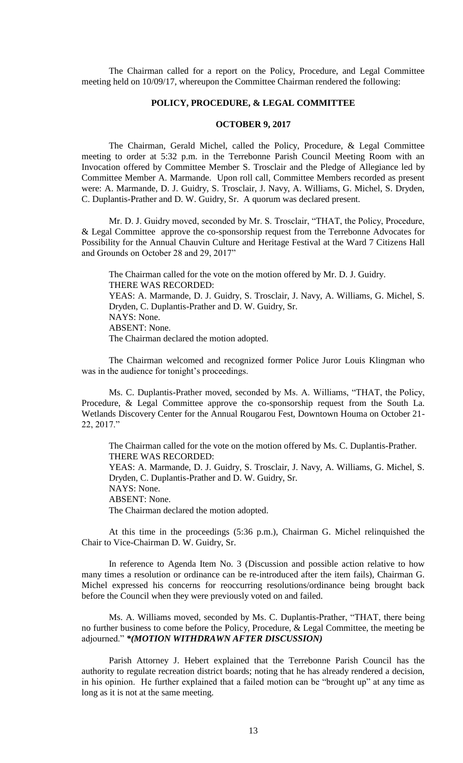The Chairman called for a report on the Policy, Procedure, and Legal Committee meeting held on 10/09/17, whereupon the Committee Chairman rendered the following:

## POLICY, PROCEDURE, & LEGAL COMMITTEE

### OCTOBER 9, 2017

The Chairman, Gerald Michel, called the Policy, Procedure, & Legal Committee meeting to order at 5:32 p.m. in the Terrebonne Parish Council Meeting Room with an Invocation offered by Committee Member S. Trosclair and the Pledge of Allegiance led by Committee Member A. Marmande. Upon roll call, Committee Members recorded as present were: A. Marmande, D. J. Guidry, S. Trosclair, J. Navy, A. Williams, G. Michel, S. Dryden, C. Duplantis-Prather and D. W. Guidry, Sr. A quorum was declared present.

Mr. D. J. Guidry moved, seconded by Mr. S. Trosclair, "THAT, the Policy, Procedure, & Legal Committee approve the co-sponsorship request from the Terrebonne Advocates for Possibility for the Annual Chauvin Culture and Heritage Festival at the Ward 7 Citizens Hall and Grounds on October 28 and 29, 2017"

The Chairman called for the vote on the motion offered by Mr. D. J. Guidry.
THERE WAS RECORDED:
YEAS: A. Marmande, D. J. Guidry, S. Trosclair, J. Navy, A. Williams, G. Michel, S. Dryden, C. Duplantis-Prather and D. W. Guidry, Sr.
NAYS: None.
ABSENT: None.
The Chairman declared the motion adopted.

The Chairman welcomed and recognized former Police Juror Louis Klingman who was in the audience for tonight's proceedings.

Ms. C. Duplantis-Prather moved, seconded by Ms. A. Williams, "THAT, the Policy, Procedure, & Legal Committee approve the co-sponsorship request from the South La. Wetlands Discovery Center for the Annual Rougarou Fest, Downtown Houma on October 21-22, 2017."

The Chairman called for the vote on the motion offered by Ms. C. Duplantis-Prather.
THERE WAS RECORDED:
YEAS: A. Marmande, D. J. Guidry, S. Trosclair, J. Navy, A. Williams, G. Michel, S. Dryden, C. Duplantis-Prather and D. W. Guidry, Sr.
NAYS: None.
ABSENT: None.
The Chairman declared the motion adopted.

At this time in the proceedings (5:36 p.m.), Chairman G. Michel relinquished the Chair to Vice-Chairman D. W. Guidry, Sr.

In reference to Agenda Item No. 3 (Discussion and possible action relative to how many times a resolution or ordinance can be re-introduced after the item fails), Chairman G. Michel expressed his concerns for reoccurring resolutions/ordinance being brought back before the Council when they were previously voted on and failed.

Ms. A. Williams moved, seconded by Ms. C. Duplantis-Prather, "THAT, there being no further business to come before the Policy, Procedure, & Legal Committee, the meeting be adjourned." ***(MOTION WITHDRAWN AFTER DISCUSSION)***

Parish Attorney J. Hebert explained that the Terrebonne Parish Council has the authority to regulate recreation district boards; noting that he has already rendered a decision, in his opinion. He further explained that a failed motion can be "brought up" at any time as long as it is not at the same meeting.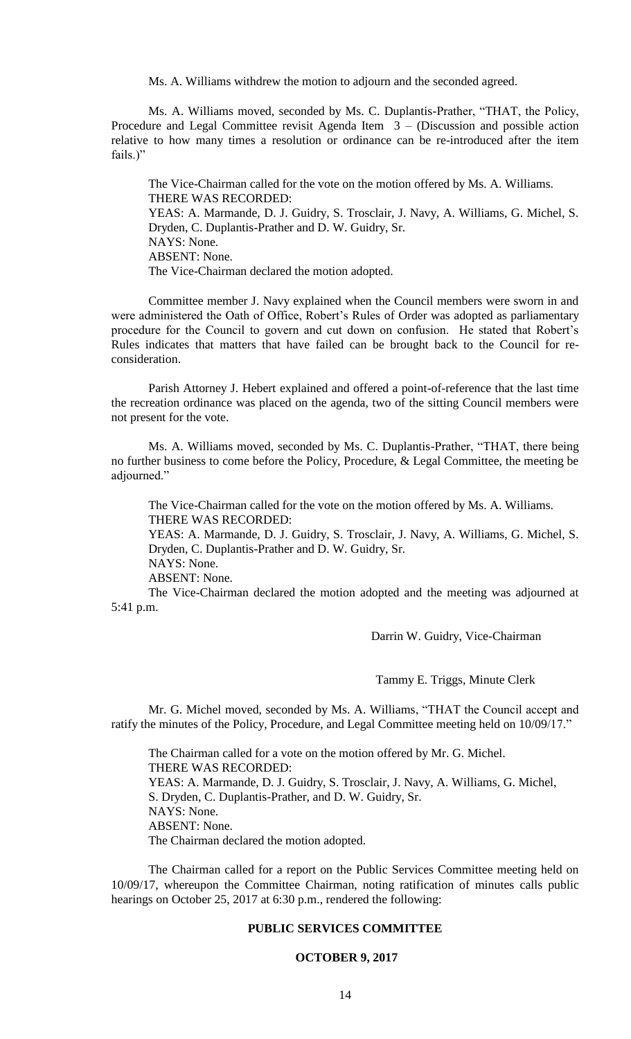Ms. A. Williams withdrew the motion to adjourn and the seconded agreed.

Ms. A. Williams moved, seconded by Ms. C. Duplantis-Prather, "THAT, the Policy, Procedure and Legal Committee revisit Agenda Item 3 – (Discussion and possible action relative to how many times a resolution or ordinance can be re-introduced after the item fails.)"

The Vice-Chairman called for the vote on the motion offered by Ms. A. Williams.
THERE WAS RECORDED:
YEAS: A. Marmande, D. J. Guidry, S. Trosclair, J. Navy, A. Williams, G. Michel, S. Dryden, C. Duplantis-Prather and D. W. Guidry, Sr.
NAYS: None.
ABSENT: None.
The Vice-Chairman declared the motion adopted.

Committee member J. Navy explained when the Council members were sworn in and were administered the Oath of Office, Robert's Rules of Order was adopted as parliamentary procedure for the Council to govern and cut down on confusion. He stated that Robert's Rules indicates that matters that have failed can be brought back to the Council for re-consideration.

Parish Attorney J. Hebert explained and offered a point-of-reference that the last time the recreation ordinance was placed on the agenda, two of the sitting Council members were not present for the vote.

Ms. A. Williams moved, seconded by Ms. C. Duplantis-Prather, "THAT, there being no further business to come before the Policy, Procedure, & Legal Committee, the meeting be adjourned."

The Vice-Chairman called for the vote on the motion offered by Ms. A. Williams.
THERE WAS RECORDED:
YEAS: A. Marmande, D. J. Guidry, S. Trosclair, J. Navy, A. Williams, G. Michel, S. Dryden, C. Duplantis-Prather and D. W. Guidry, Sr.
NAYS: None.
ABSENT: None.
The Vice-Chairman declared the motion adopted and the meeting was adjourned at 5:41 p.m.

Darrin W. Guidry, Vice-Chairman

Tammy E. Triggs, Minute Clerk

Mr. G. Michel moved, seconded by Ms. A. Williams, "THAT the Council accept and ratify the minutes of the Policy, Procedure, and Legal Committee meeting held on 10/09/17."

The Chairman called for a vote on the motion offered by Mr. G. Michel.
THERE WAS RECORDED:
YEAS: A. Marmande, D. J. Guidry, S. Trosclair, J. Navy, A. Williams, G. Michel, S. Dryden, C. Duplantis-Prather, and D. W. Guidry, Sr.
NAYS: None.
ABSENT: None.
The Chairman declared the motion adopted.

The Chairman called for a report on the Public Services Committee meeting held on 10/09/17, whereupon the Committee Chairman, noting ratification of minutes calls public hearings on October 25, 2017 at 6:30 p.m., rendered the following:

## PUBLIC SERVICES COMMITTEE

### OCTOBER 9, 2017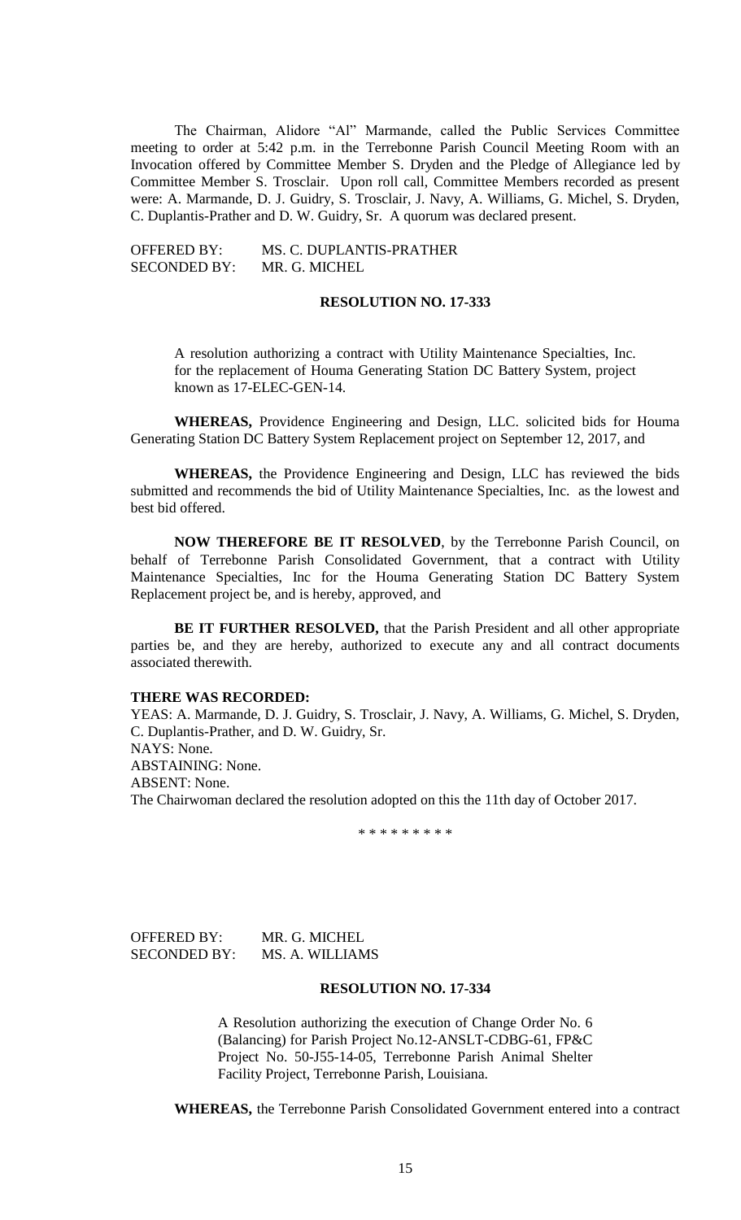The Chairman, Alidore "Al" Marmande, called the Public Services Committee meeting to order at 5:42 p.m. in the Terrebonne Parish Council Meeting Room with an Invocation offered by Committee Member S. Dryden and the Pledge of Allegiance led by Committee Member S. Trosclair. Upon roll call, Committee Members recorded as present were: A. Marmande, D. J. Guidry, S. Trosclair, J. Navy, A. Williams, G. Michel, S. Dryden, C. Duplantis-Prather and D. W. Guidry, Sr. A quorum was declared present.

OFFERED BY: MS. C. DUPLANTIS-PRATHER
SECONDED BY: MR. G. MICHEL

**RESOLUTION NO. 17-333**

A resolution authorizing a contract with Utility Maintenance Specialties, Inc. for the replacement of Houma Generating Station DC Battery System, project known as 17-ELEC-GEN-14.

**WHEREAS,** Providence Engineering and Design, LLC. solicited bids for Houma Generating Station DC Battery System Replacement project on September 12, 2017, and

**WHEREAS,** the Providence Engineering and Design, LLC has reviewed the bids submitted and recommends the bid of Utility Maintenance Specialties, Inc. as the lowest and best bid offered.

**NOW THEREFORE BE IT RESOLVED**, by the Terrebonne Parish Council, on behalf of Terrebonne Parish Consolidated Government, that a contract with Utility Maintenance Specialties, Inc for the Houma Generating Station DC Battery System Replacement project be, and is hereby, approved, and

**BE IT FURTHER RESOLVED,** that the Parish President and all other appropriate parties be, and they are hereby, authorized to execute any and all contract documents associated therewith.

**THERE WAS RECORDED:**
YEAS: A. Marmande, D. J. Guidry, S. Trosclair, J. Navy, A. Williams, G. Michel, S. Dryden, C. Duplantis-Prather, and D. W. Guidry, Sr.
NAYS: None.
ABSTAINING: None.
ABSENT: None.
The Chairwoman declared the resolution adopted on this the 11th day of October 2017.

\* \* \* \* \* \* \* \* \*

OFFERED BY: MR. G. MICHEL
SECONDED BY: MS. A. WILLIAMS

**RESOLUTION NO. 17-334**

A Resolution authorizing the execution of Change Order No. 6 (Balancing) for Parish Project No.12-ANSLT-CDBG-61, FP&C Project No. 50-J55-14-05, Terrebonne Parish Animal Shelter Facility Project, Terrebonne Parish, Louisiana.

**WHEREAS,** the Terrebonne Parish Consolidated Government entered into a contract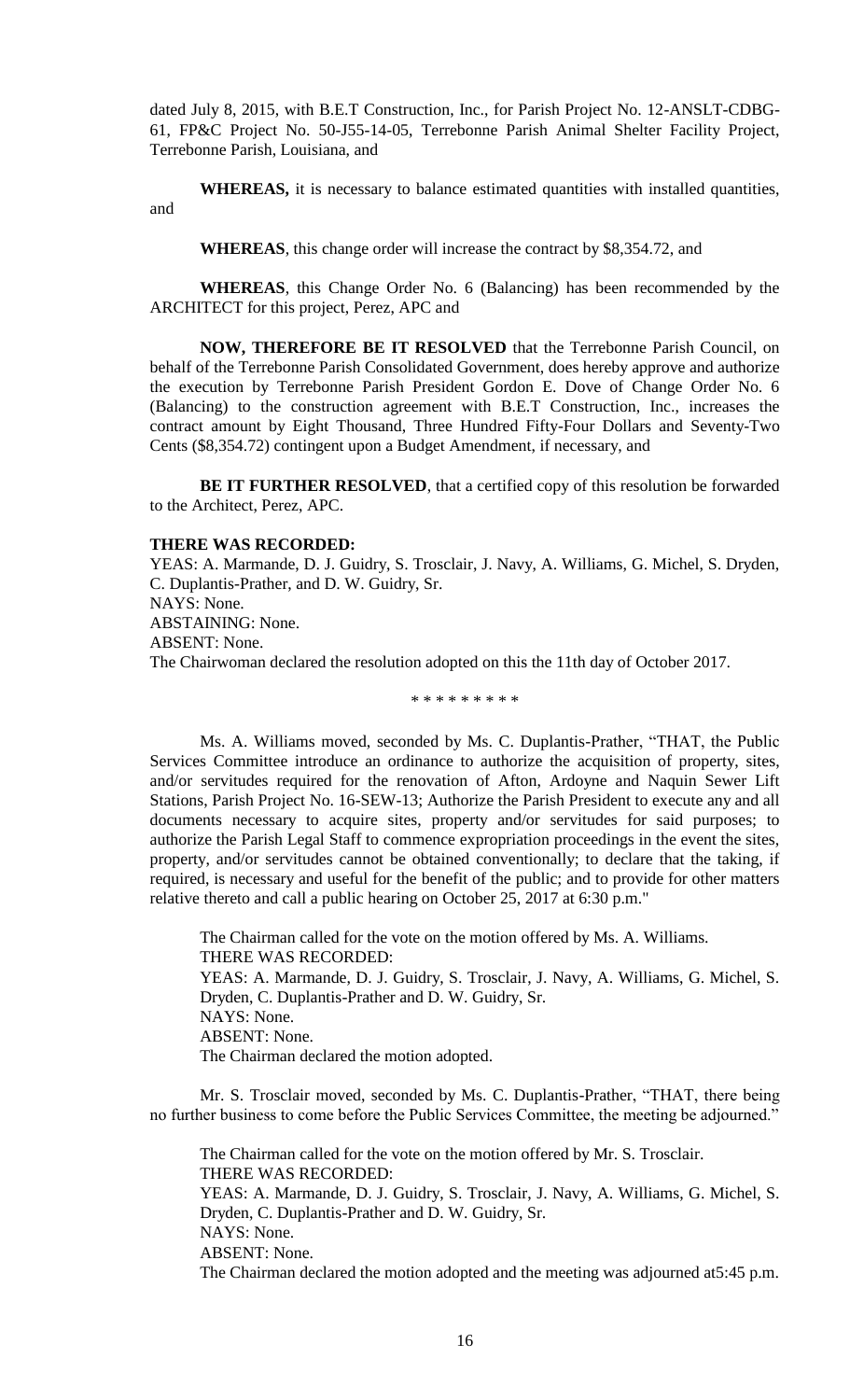dated July 8, 2015, with B.E.T Construction, Inc., for Parish Project No. 12-ANSLT-CDBG-61, FP&C Project No. 50-J55-14-05, Terrebonne Parish Animal Shelter Facility Project, Terrebonne Parish, Louisiana, and

**WHEREAS,** it is necessary to balance estimated quantities with installed quantities, and

**WHEREAS**, this change order will increase the contract by $8,354.72, and

**WHEREAS**, this Change Order No. 6 (Balancing) has been recommended by the ARCHITECT for this project, Perez, APC and

**NOW, THEREFORE BE IT RESOLVED** that the Terrebonne Parish Council, on behalf of the Terrebonne Parish Consolidated Government, does hereby approve and authorize the execution by Terrebonne Parish President Gordon E. Dove of Change Order No. 6 (Balancing) to the construction agreement with B.E.T Construction, Inc., increases the contract amount by Eight Thousand, Three Hundred Fifty-Four Dollars and Seventy-Two Cents ($8,354.72) contingent upon a Budget Amendment, if necessary, and

**BE IT FURTHER RESOLVED**, that a certified copy of this resolution be forwarded to the Architect, Perez, APC.

**THERE WAS RECORDED:**

YEAS: A. Marmande, D. J. Guidry, S. Trosclair, J. Navy, A. Williams, G. Michel, S. Dryden, C. Duplantis-Prather, and D. W. Guidry, Sr.

NAYS: None.

ABSTAINING: None.

ABSENT: None.

The Chairwoman declared the resolution adopted on this the 11th day of October 2017.

\* \* \* \* \* \* \* \* \*

Ms. A. Williams moved, seconded by Ms. C. Duplantis-Prather, "THAT, the Public Services Committee introduce an ordinance to authorize the acquisition of property, sites, and/or servitudes required for the renovation of Afton, Ardoyne and Naquin Sewer Lift Stations, Parish Project No. 16-SEW-13; Authorize the Parish President to execute any and all documents necessary to acquire sites, property and/or servitudes for said purposes; to authorize the Parish Legal Staff to commence expropriation proceedings in the event the sites, property, and/or servitudes cannot be obtained conventionally; to declare that the taking, if required, is necessary and useful for the benefit of the public; and to provide for other matters relative thereto and call a public hearing on October 25, 2017 at 6:30 p.m."

The Chairman called for the vote on the motion offered by Ms. A. Williams.

THERE WAS RECORDED:

YEAS: A. Marmande, D. J. Guidry, S. Trosclair, J. Navy, A. Williams, G. Michel, S. Dryden, C. Duplantis-Prather and D. W. Guidry, Sr.

NAYS: None.

ABSENT: None.

The Chairman declared the motion adopted.

Mr. S. Trosclair moved, seconded by Ms. C. Duplantis-Prather, "THAT, there being no further business to come before the Public Services Committee, the meeting be adjourned."

The Chairman called for the vote on the motion offered by Mr. S. Trosclair.

THERE WAS RECORDED:

YEAS: A. Marmande, D. J. Guidry, S. Trosclair, J. Navy, A. Williams, G. Michel, S. Dryden, C. Duplantis-Prather and D. W. Guidry, Sr.

NAYS: None.

ABSENT: None.

The Chairman declared the motion adopted and the meeting was adjourned at5:45 p.m.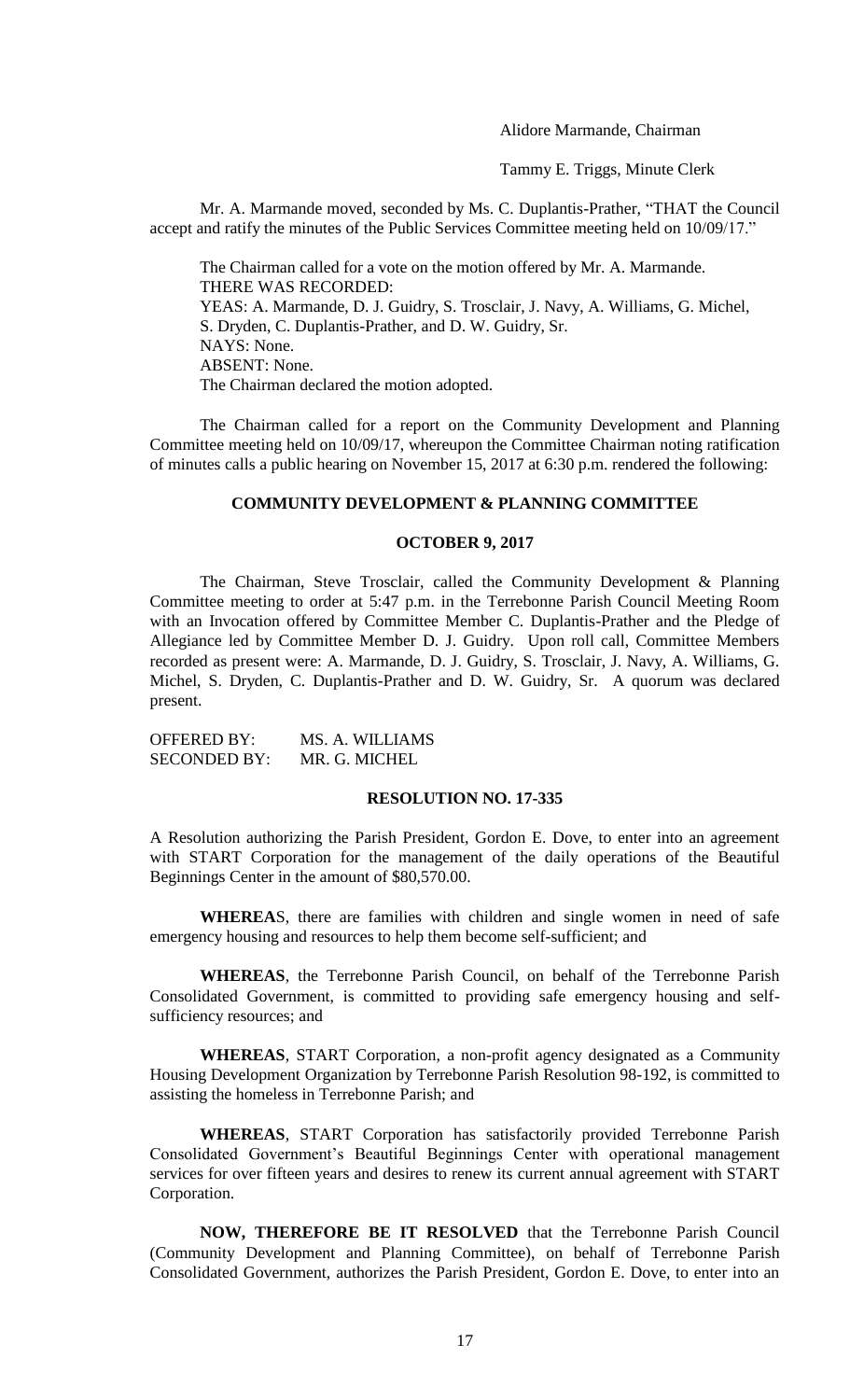Alidore Marmande, Chairman

Tammy E. Triggs, Minute Clerk

Mr. A. Marmande moved, seconded by Ms. C. Duplantis-Prather, "THAT the Council accept and ratify the minutes of the Public Services Committee meeting held on 10/09/17."

The Chairman called for a vote on the motion offered by Mr. A. Marmande.
THERE WAS RECORDED:
YEAS: A. Marmande, D. J. Guidry, S. Trosclair, J. Navy, A. Williams, G. Michel, S. Dryden, C. Duplantis-Prather, and D. W. Guidry, Sr.
NAYS: None.
ABSENT: None.
The Chairman declared the motion adopted.

The Chairman called for a report on the Community Development and Planning Committee meeting held on 10/09/17, whereupon the Committee Chairman noting ratification of minutes calls a public hearing on November 15, 2017 at 6:30 p.m. rendered the following:

## COMMUNITY DEVELOPMENT & PLANNING COMMITTEE

## OCTOBER 9, 2017

The Chairman, Steve Trosclair, called the Community Development & Planning Committee meeting to order at 5:47 p.m. in the Terrebonne Parish Council Meeting Room with an Invocation offered by Committee Member C. Duplantis-Prather and the Pledge of Allegiance led by Committee Member D. J. Guidry. Upon roll call, Committee Members recorded as present were: A. Marmande, D. J. Guidry, S. Trosclair, J. Navy, A. Williams, G. Michel, S. Dryden, C. Duplantis-Prather and D. W. Guidry, Sr. A quorum was declared present.

OFFERED BY: MS. A. WILLIAMS
SECONDED BY: MR. G. MICHEL

## RESOLUTION NO. 17-335

A Resolution authorizing the Parish President, Gordon E. Dove, to enter into an agreement with START Corporation for the management of the daily operations of the Beautiful Beginnings Center in the amount of $80,570.00.

**WHEREA**S, there are families with children and single women in need of safe emergency housing and resources to help them become self-sufficient; and

**WHEREAS**, the Terrebonne Parish Council, on behalf of the Terrebonne Parish Consolidated Government, is committed to providing safe emergency housing and self-sufficiency resources; and

**WHEREAS**, START Corporation, a non-profit agency designated as a Community Housing Development Organization by Terrebonne Parish Resolution 98-192, is committed to assisting the homeless in Terrebonne Parish; and

**WHEREAS**, START Corporation has satisfactorily provided Terrebonne Parish Consolidated Government's Beautiful Beginnings Center with operational management services for over fifteen years and desires to renew its current annual agreement with START Corporation.

**NOW, THEREFORE BE IT RESOLVED** that the Terrebonne Parish Council (Community Development and Planning Committee), on behalf of Terrebonne Parish Consolidated Government, authorizes the Parish President, Gordon E. Dove, to enter into an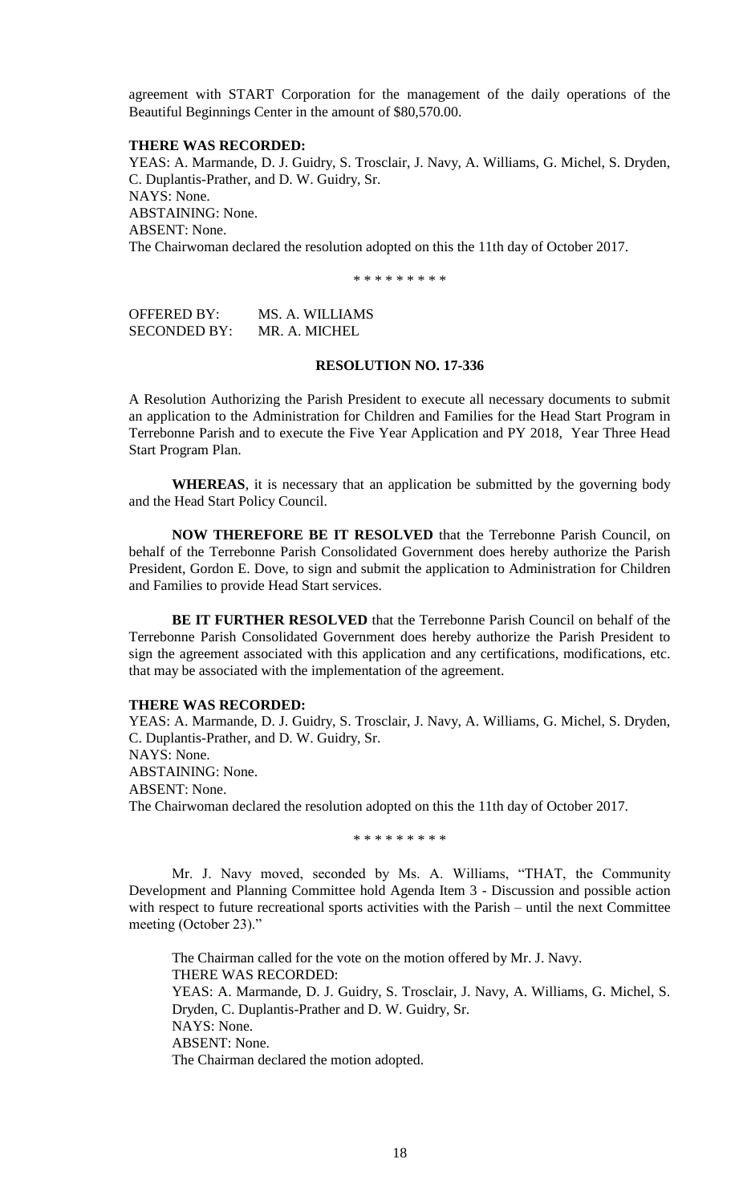agreement with START Corporation for the management of the daily operations of the Beautiful Beginnings Center in the amount of $80,570.00.

**THERE WAS RECORDED:**

YEAS: A. Marmande, D. J. Guidry, S. Trosclair, J. Navy, A. Williams, G. Michel, S. Dryden, C. Duplantis-Prather, and D. W. Guidry, Sr.
NAYS: None.
ABSTAINING: None.
ABSENT: None.
The Chairwoman declared the resolution adopted on this the 11th day of October 2017.

\* \* \* \* \* \* \* \* \*

OFFERED BY: MS. A. WILLIAMS
SECONDED BY: MR. A. MICHEL

**RESOLUTION NO. 17-336**

A Resolution Authorizing the Parish President to execute all necessary documents to submit an application to the Administration for Children and Families for the Head Start Program in Terrebonne Parish and to execute the Five Year Application and PY 2018, Year Three Head Start Program Plan.

**WHEREAS**, it is necessary that an application be submitted by the governing body and the Head Start Policy Council.

**NOW THEREFORE BE IT RESOLVED** that the Terrebonne Parish Council, on behalf of the Terrebonne Parish Consolidated Government does hereby authorize the Parish President, Gordon E. Dove, to sign and submit the application to Administration for Children and Families to provide Head Start services.

**BE IT FURTHER RESOLVED** that the Terrebonne Parish Council on behalf of the Terrebonne Parish Consolidated Government does hereby authorize the Parish President to sign the agreement associated with this application and any certifications, modifications, etc. that may be associated with the implementation of the agreement.

**THERE WAS RECORDED:**

YEAS: A. Marmande, D. J. Guidry, S. Trosclair, J. Navy, A. Williams, G. Michel, S. Dryden, C. Duplantis-Prather, and D. W. Guidry, Sr.
NAYS: None.
ABSTAINING: None.
ABSENT: None.
The Chairwoman declared the resolution adopted on this the 11th day of October 2017.

\* \* \* \* \* \* \* \* \*

Mr. J. Navy moved, seconded by Ms. A. Williams, "THAT, the Community Development and Planning Committee hold Agenda Item 3 - Discussion and possible action with respect to future recreational sports activities with the Parish – until the next Committee meeting (October 23)."

The Chairman called for the vote on the motion offered by Mr. J. Navy.
THERE WAS RECORDED:
YEAS: A. Marmande, D. J. Guidry, S. Trosclair, J. Navy, A. Williams, G. Michel, S. Dryden, C. Duplantis-Prather and D. W. Guidry, Sr.
NAYS: None.
ABSENT: None.
The Chairman declared the motion adopted.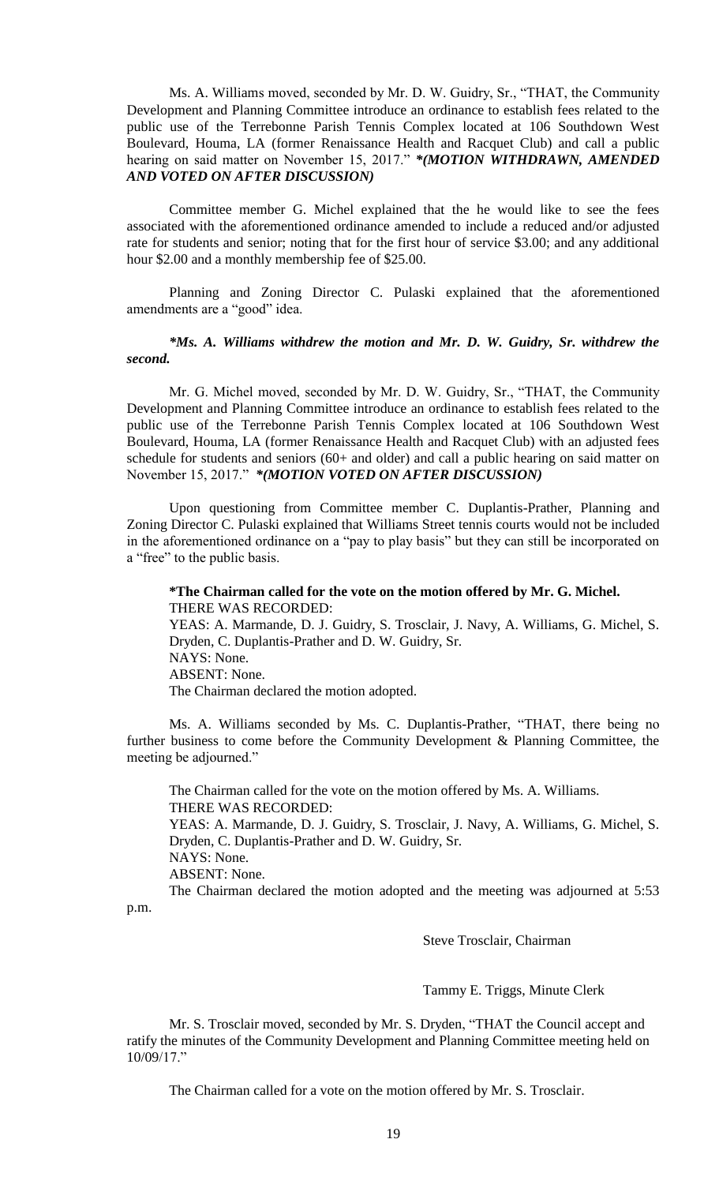Ms. A. Williams moved, seconded by Mr. D. W. Guidry, Sr., "THAT, the Community Development and Planning Committee introduce an ordinance to establish fees related to the public use of the Terrebonne Parish Tennis Complex located at 106 Southdown West Boulevard, Houma, LA (former Renaissance Health and Racquet Club) and call a public hearing on said matter on November 15, 2017." ***(MOTION WITHDRAWN, AMENDED AND VOTED ON AFTER DISCUSSION)***

Committee member G. Michel explained that the he would like to see the fees associated with the aforementioned ordinance amended to include a reduced and/or adjusted rate for students and senior; noting that for the first hour of service $3.00; and any additional hour $2.00 and a monthly membership fee of $25.00.

Planning and Zoning Director C. Pulaski explained that the aforementioned amendments are a "good" idea.

***\*Ms. A. Williams withdrew the motion and Mr. D. W. Guidry, Sr. withdrew the second.***

Mr. G. Michel moved, seconded by Mr. D. W. Guidry, Sr., "THAT, the Community Development and Planning Committee introduce an ordinance to establish fees related to the public use of the Terrebonne Parish Tennis Complex located at 106 Southdown West Boulevard, Houma, LA (former Renaissance Health and Racquet Club) with an adjusted fees schedule for students and seniors (60+ and older) and call a public hearing on said matter on November 15, 2017." ***\*(MOTION VOTED ON AFTER DISCUSSION)***

Upon questioning from Committee member C. Duplantis-Prather, Planning and Zoning Director C. Pulaski explained that Williams Street tennis courts would not be included in the aforementioned ordinance on a "pay to play basis" but they can still be incorporated on a "free" to the public basis.

**\*The Chairman called for the vote on the motion offered by Mr. G. Michel.**
THERE WAS RECORDED:
YEAS: A. Marmande, D. J. Guidry, S. Trosclair, J. Navy, A. Williams, G. Michel, S. Dryden, C. Duplantis-Prather and D. W. Guidry, Sr.
NAYS: None.
ABSENT: None.
The Chairman declared the motion adopted.

Ms. A. Williams seconded by Ms. C. Duplantis-Prather, "THAT, there being no further business to come before the Community Development & Planning Committee, the meeting be adjourned."

The Chairman called for the vote on the motion offered by Ms. A. Williams.
THERE WAS RECORDED:
YEAS: A. Marmande, D. J. Guidry, S. Trosclair, J. Navy, A. Williams, G. Michel, S. Dryden, C. Duplantis-Prather and D. W. Guidry, Sr.
NAYS: None.
ABSENT: None.
The Chairman declared the motion adopted and the meeting was adjourned at 5:53 p.m.

Steve Trosclair, Chairman

Tammy E. Triggs, Minute Clerk

Mr. S. Trosclair moved, seconded by Mr. S. Dryden, "THAT the Council accept and ratify the minutes of the Community Development and Planning Committee meeting held on 10/09/17."

The Chairman called for a vote on the motion offered by Mr. S. Trosclair.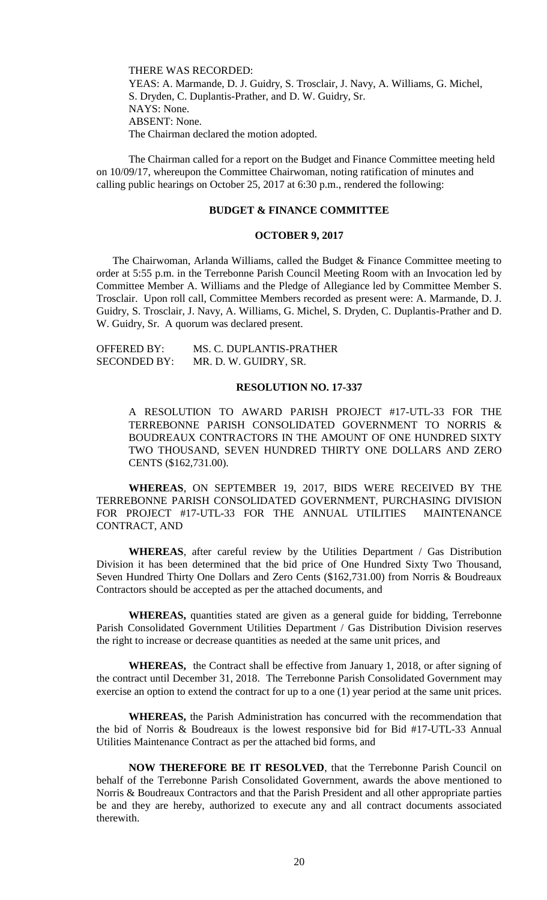THERE WAS RECORDED:
YEAS: A. Marmande, D. J. Guidry, S. Trosclair, J. Navy, A. Williams, G. Michel, S. Dryden, C. Duplantis-Prather, and D. W. Guidry, Sr.
NAYS: None.
ABSENT: None.
The Chairman declared the motion adopted.

The Chairman called for a report on the Budget and Finance Committee meeting held on 10/09/17, whereupon the Committee Chairwoman, noting ratification of minutes and calling public hearings on October 25, 2017 at 6:30 p.m., rendered the following:

**BUDGET & FINANCE COMMITTEE**

**OCTOBER 9, 2017**

The Chairwoman, Arlanda Williams, called the Budget & Finance Committee meeting to order at 5:55 p.m. in the Terrebonne Parish Council Meeting Room with an Invocation led by Committee Member A. Williams and the Pledge of Allegiance led by Committee Member S. Trosclair. Upon roll call, Committee Members recorded as present were: A. Marmande, D. J. Guidry, S. Trosclair, J. Navy, A. Williams, G. Michel, S. Dryden, C. Duplantis-Prather and D. W. Guidry, Sr. A quorum was declared present.

OFFERED BY: MS. C. DUPLANTIS-PRATHER
SECONDED BY: MR. D. W. GUIDRY, SR.

**RESOLUTION NO. 17-337**

A RESOLUTION TO AWARD PARISH PROJECT #17-UTL-33 FOR THE TERREBONNE PARISH CONSOLIDATED GOVERNMENT TO NORRIS & BOUDREAUX CONTRACTORS IN THE AMOUNT OF ONE HUNDRED SIXTY TWO THOUSAND, SEVEN HUNDRED THIRTY ONE DOLLARS AND ZERO CENTS ($162,731.00).

**WHEREAS**, ON SEPTEMBER 19, 2017, BIDS WERE RECEIVED BY THE TERREBONNE PARISH CONSOLIDATED GOVERNMENT, PURCHASING DIVISION FOR PROJECT #17-UTL-33 FOR THE ANNUAL UTILITIES MAINTENANCE CONTRACT, AND

**WHEREAS**, after careful review by the Utilities Department / Gas Distribution Division it has been determined that the bid price of One Hundred Sixty Two Thousand, Seven Hundred Thirty One Dollars and Zero Cents ($162,731.00) from Norris & Boudreaux Contractors should be accepted as per the attached documents, and

**WHEREAS,** quantities stated are given as a general guide for bidding, Terrebonne Parish Consolidated Government Utilities Department / Gas Distribution Division reserves the right to increase or decrease quantities as needed at the same unit prices, and

**WHEREAS,** the Contract shall be effective from January 1, 2018, or after signing of the contract until December 31, 2018. The Terrebonne Parish Consolidated Government may exercise an option to extend the contract for up to a one (1) year period at the same unit prices.

**WHEREAS,** the Parish Administration has concurred with the recommendation that the bid of Norris & Boudreaux is the lowest responsive bid for Bid #17-UTL-33 Annual Utilities Maintenance Contract as per the attached bid forms, and

**NOW THEREFORE BE IT RESOLVED**, that the Terrebonne Parish Council on behalf of the Terrebonne Parish Consolidated Government, awards the above mentioned to Norris & Boudreaux Contractors and that the Parish President and all other appropriate parties be and they are hereby, authorized to execute any and all contract documents associated therewith.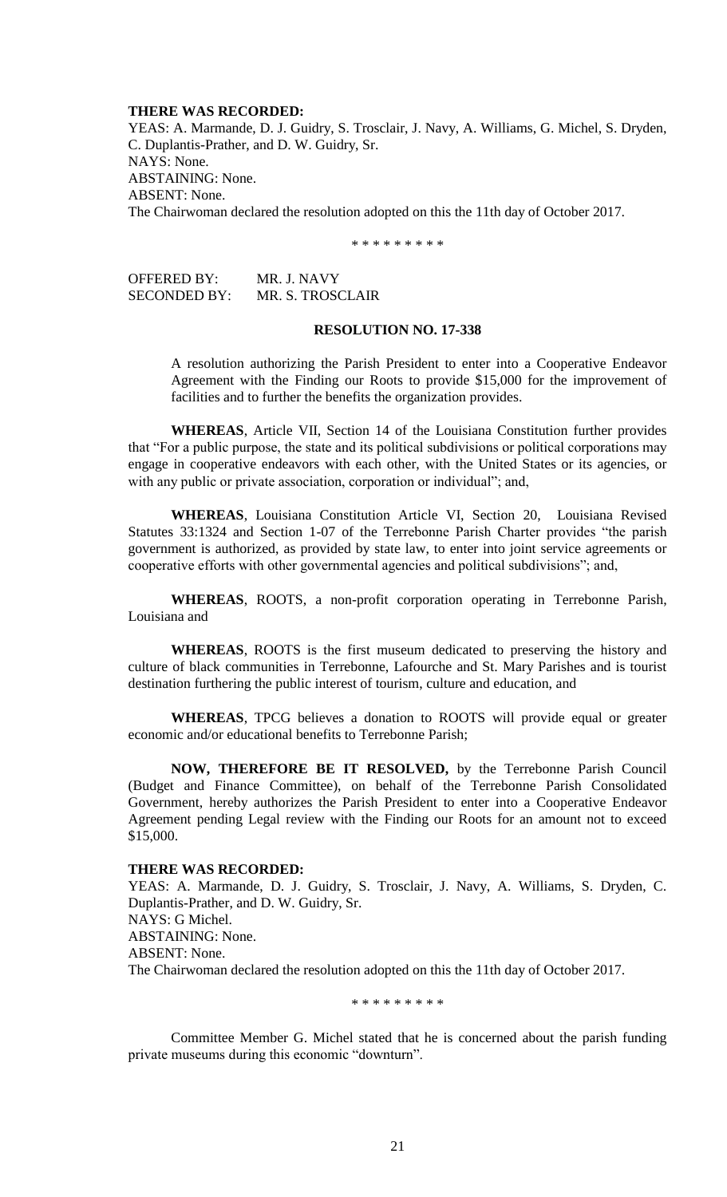**THERE WAS RECORDED:**

YEAS: A. Marmande, D. J. Guidry, S. Trosclair, J. Navy, A. Williams, G. Michel, S. Dryden, C. Duplantis-Prather, and D. W. Guidry, Sr.
NAYS: None.
ABSTAINING: None.
ABSENT: None.
The Chairwoman declared the resolution adopted on this the 11th day of October 2017.

\* \* \* \* \* \* \* \* \*

OFFERED BY: MR. J. NAVY
SECONDED BY: MR. S. TROSCLAIR

**RESOLUTION NO. 17-338**

A resolution authorizing the Parish President to enter into a Cooperative Endeavor Agreement with the Finding our Roots to provide \$15,000 for the improvement of facilities and to further the benefits the organization provides.

**WHEREAS**, Article VII, Section 14 of the Louisiana Constitution further provides that "For a public purpose, the state and its political subdivisions or political corporations may engage in cooperative endeavors with each other, with the United States or its agencies, or with any public or private association, corporation or individual"; and,

**WHEREAS**, Louisiana Constitution Article VI, Section 20, Louisiana Revised Statutes 33:1324 and Section 1-07 of the Terrebonne Parish Charter provides "the parish government is authorized, as provided by state law, to enter into joint service agreements or cooperative efforts with other governmental agencies and political subdivisions"; and,

**WHEREAS**, ROOTS, a non-profit corporation operating in Terrebonne Parish, Louisiana and

**WHEREAS**, ROOTS is the first museum dedicated to preserving the history and culture of black communities in Terrebonne, Lafourche and St. Mary Parishes and is tourist destination furthering the public interest of tourism, culture and education, and

**WHEREAS**, TPCG believes a donation to ROOTS will provide equal or greater economic and/or educational benefits to Terrebonne Parish;

**NOW, THEREFORE BE IT RESOLVED,** by the Terrebonne Parish Council (Budget and Finance Committee), on behalf of the Terrebonne Parish Consolidated Government, hereby authorizes the Parish President to enter into a Cooperative Endeavor Agreement pending Legal review with the Finding our Roots for an amount not to exceed \$15,000.

**THERE WAS RECORDED:**

YEAS: A. Marmande, D. J. Guidry, S. Trosclair, J. Navy, A. Williams, S. Dryden, C. Duplantis-Prather, and D. W. Guidry, Sr.
NAYS: G Michel.
ABSTAINING: None.
ABSENT: None.
The Chairwoman declared the resolution adopted on this the 11th day of October 2017.

\* \* \* \* \* \* \* \* \*

Committee Member G. Michel stated that he is concerned about the parish funding private museums during this economic "downturn".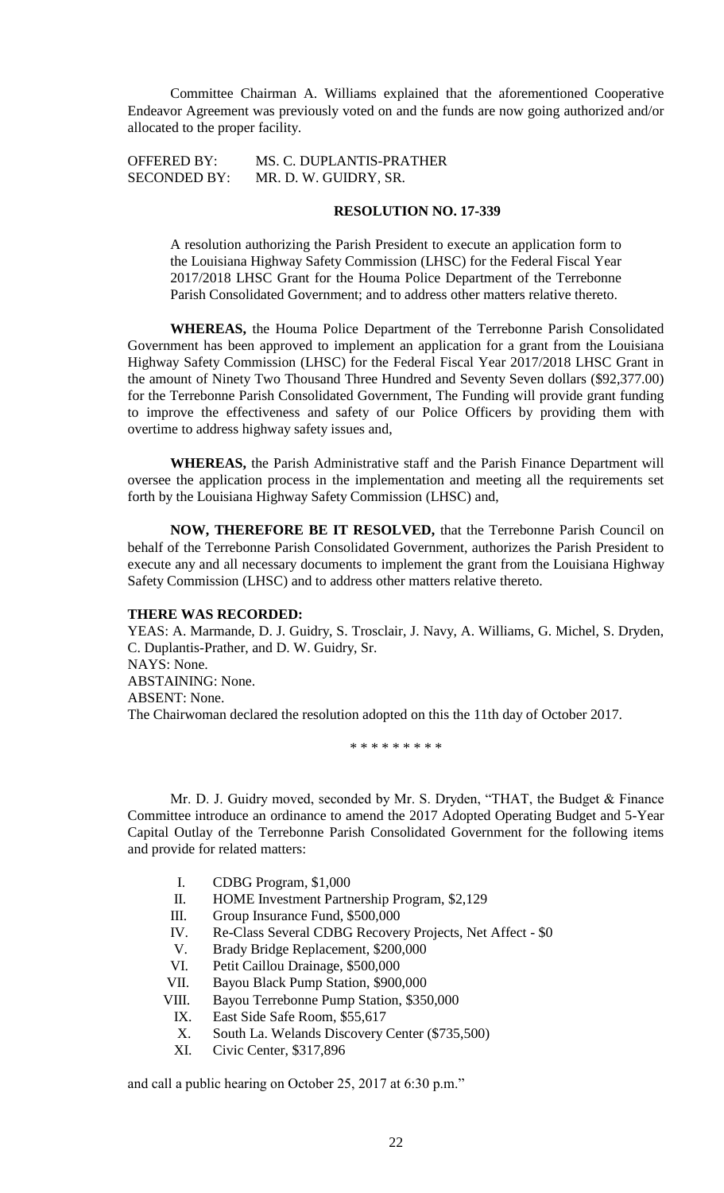Committee Chairman A. Williams explained that the aforementioned Cooperative Endeavor Agreement was previously voted on and the funds are now going authorized and/or allocated to the proper facility.

OFFERED BY: MS. C. DUPLANTIS-PRATHER
SECONDED BY: MR. D. W. GUIDRY, SR.

**RESOLUTION NO. 17-339**

A resolution authorizing the Parish President to execute an application form to the Louisiana Highway Safety Commission (LHSC) for the Federal Fiscal Year 2017/2018 LHSC Grant for the Houma Police Department of the Terrebonne Parish Consolidated Government; and to address other matters relative thereto.

**WHEREAS,** the Houma Police Department of the Terrebonne Parish Consolidated Government has been approved to implement an application for a grant from the Louisiana Highway Safety Commission (LHSC) for the Federal Fiscal Year 2017/2018 LHSC Grant in the amount of Ninety Two Thousand Three Hundred and Seventy Seven dollars ($92,377.00) for the Terrebonne Parish Consolidated Government, The Funding will provide grant funding to improve the effectiveness and safety of our Police Officers by providing them with overtime to address highway safety issues and,

**WHEREAS,** the Parish Administrative staff and the Parish Finance Department will oversee the application process in the implementation and meeting all the requirements set forth by the Louisiana Highway Safety Commission (LHSC) and,

**NOW, THEREFORE BE IT RESOLVED,** that the Terrebonne Parish Council on behalf of the Terrebonne Parish Consolidated Government, authorizes the Parish President to execute any and all necessary documents to implement the grant from the Louisiana Highway Safety Commission (LHSC) and to address other matters relative thereto.

**THERE WAS RECORDED:**
YEAS: A. Marmande, D. J. Guidry, S. Trosclair, J. Navy, A. Williams, G. Michel, S. Dryden, C. Duplantis-Prather, and D. W. Guidry, Sr.
NAYS: None.
ABSTAINING: None.
ABSENT: None.
The Chairwoman declared the resolution adopted on this the 11th day of October 2017.

\* \* \* \* \* \* \* \* \*

Mr. D. J. Guidry moved, seconded by Mr. S. Dryden, "THAT, the Budget & Finance Committee introduce an ordinance to amend the 2017 Adopted Operating Budget and 5-Year Capital Outlay of the Terrebonne Parish Consolidated Government for the following items and provide for related matters:

I. CDBG Program, $1,000
II. HOME Investment Partnership Program, $2,129
III. Group Insurance Fund, $500,000
IV. Re-Class Several CDBG Recovery Projects, Net Affect - $0
V. Brady Bridge Replacement, $200,000
VI. Petit Caillou Drainage, $500,000
VII. Bayou Black Pump Station, $900,000
VIII. Bayou Terrebonne Pump Station, $350,000
IX. East Side Safe Room, $55,617
X. South La. Welands Discovery Center ($735,500)
XI. Civic Center, $317,896

and call a public hearing on October 25, 2017 at 6:30 p.m."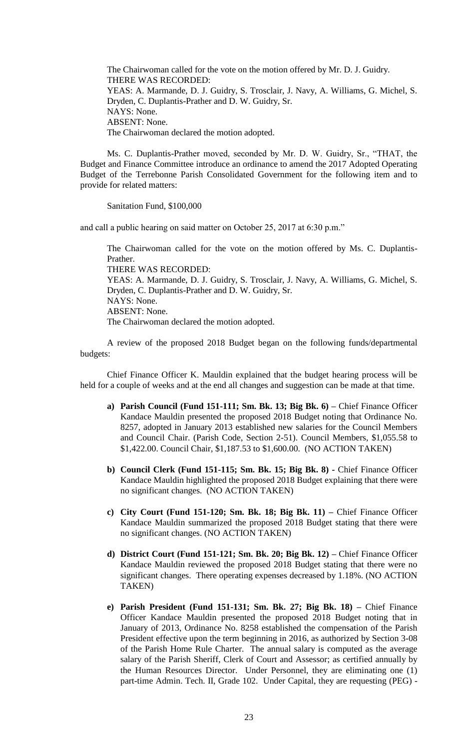The Chairwoman called for the vote on the motion offered by Mr. D. J. Guidry.
THERE WAS RECORDED:
YEAS: A. Marmande, D. J. Guidry, S. Trosclair, J. Navy, A. Williams, G. Michel, S. Dryden, C. Duplantis-Prather and D. W. Guidry, Sr.
NAYS: None.
ABSENT: None.
The Chairwoman declared the motion adopted.

Ms. C. Duplantis-Prather moved, seconded by Mr. D. W. Guidry, Sr., "THAT, the Budget and Finance Committee introduce an ordinance to amend the 2017 Adopted Operating Budget of the Terrebonne Parish Consolidated Government for the following item and to provide for related matters:

Sanitation Fund, $100,000

and call a public hearing on said matter on October 25, 2017 at 6:30 p.m."

The Chairwoman called for the vote on the motion offered by Ms. C. Duplantis-Prather.
THERE WAS RECORDED:
YEAS: A. Marmande, D. J. Guidry, S. Trosclair, J. Navy, A. Williams, G. Michel, S. Dryden, C. Duplantis-Prather and D. W. Guidry, Sr.
NAYS: None.
ABSENT: None.
The Chairwoman declared the motion adopted.

A review of the proposed 2018 Budget began on the following funds/departmental budgets:

Chief Finance Officer K. Mauldin explained that the budget hearing process will be held for a couple of weeks and at the end all changes and suggestion can be made at that time.

a) **Parish Council (Fund 151-111; Sm. Bk. 13; Big Bk. 6) –** Chief Finance Officer Kandace Mauldin presented the proposed 2018 Budget noting that Ordinance No. 8257, adopted in January 2013 established new salaries for the Council Members and Council Chair. (Parish Code, Section 2-51). Council Members, $1,055.58 to $1,422.00. Council Chair, $1,187.53 to $1,600.00. (NO ACTION TAKEN)

b) **Council Clerk (Fund 151-115; Sm. Bk. 15; Big Bk. 8) -** Chief Finance Officer Kandace Mauldin highlighted the proposed 2018 Budget explaining that there were no significant changes. (NO ACTION TAKEN)

c) **City Court (Fund 151-120; Sm. Bk. 18; Big Bk. 11) –** Chief Finance Officer Kandace Mauldin summarized the proposed 2018 Budget stating that there were no significant changes. (NO ACTION TAKEN)

d) **District Court (Fund 151-121; Sm. Bk. 20; Big Bk. 12) –** Chief Finance Officer Kandace Mauldin reviewed the proposed 2018 Budget stating that there were no significant changes. There operating expenses decreased by 1.18%. (NO ACTION TAKEN)

e) **Parish President (Fund 151-131; Sm. Bk. 27; Big Bk. 18) –** Chief Finance Officer Kandace Mauldin presented the proposed 2018 Budget noting that in January of 2013, Ordinance No. 8258 established the compensation of the Parish President effective upon the term beginning in 2016, as authorized by Section 3-08 of the Parish Home Rule Charter. The annual salary is computed as the average salary of the Parish Sheriff, Clerk of Court and Assessor; as certified annually by the Human Resources Director. Under Personnel, they are eliminating one (1) part-time Admin. Tech. II, Grade 102. Under Capital, they are requesting (PEG) -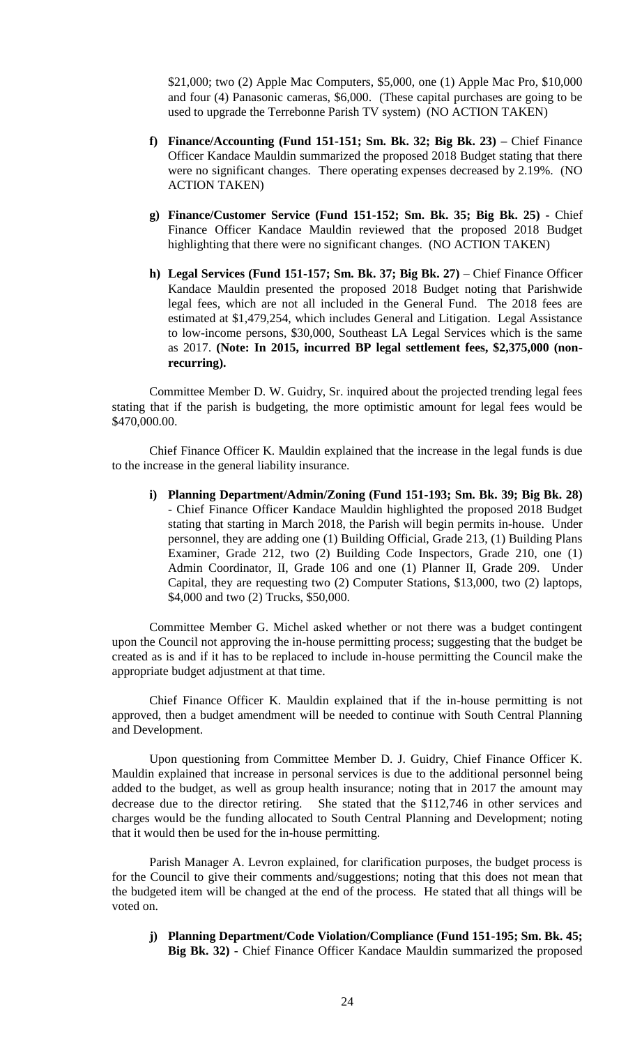\$21,000; two (2) Apple Mac Computers, \$5,000, one (1) Apple Mac Pro, \$10,000 and four (4) Panasonic cameras, \$6,000. (These capital purchases are going to be used to upgrade the Terrebonne Parish TV system) (NO ACTION TAKEN)

f) **Finance/Accounting (Fund 151-151; Sm. Bk. 32; Big Bk. 23) –** Chief Finance Officer Kandace Mauldin summarized the proposed 2018 Budget stating that there were no significant changes. There operating expenses decreased by 2.19%. (NO ACTION TAKEN)

g) **Finance/Customer Service (Fund 151-152; Sm. Bk. 35; Big Bk. 25) -** Chief Finance Officer Kandace Mauldin reviewed that the proposed 2018 Budget highlighting that there were no significant changes. (NO ACTION TAKEN)

h) **Legal Services (Fund 151-157; Sm. Bk. 37; Big Bk. 27)** – Chief Finance Officer Kandace Mauldin presented the proposed 2018 Budget noting that Parishwide legal fees, which are not all included in the General Fund. The 2018 fees are estimated at \$1,479,254, which includes General and Litigation. Legal Assistance to low-income persons, \$30,000, Southeast LA Legal Services which is the same as 2017. **(Note: In 2015, incurred BP legal settlement fees, \$2,375,000 (non-recurring).**

Committee Member D. W. Guidry, Sr. inquired about the projected trending legal fees stating that if the parish is budgeting, the more optimistic amount for legal fees would be \$470,000.00.

Chief Finance Officer K. Mauldin explained that the increase in the legal funds is due to the increase in the general liability insurance.

i) **Planning Department/Admin/Zoning (Fund 151-193; Sm. Bk. 39; Big Bk. 28)** - Chief Finance Officer Kandace Mauldin highlighted the proposed 2018 Budget stating that starting in March 2018, the Parish will begin permits in-house. Under personnel, they are adding one (1) Building Official, Grade 213, (1) Building Plans Examiner, Grade 212, two (2) Building Code Inspectors, Grade 210, one (1) Admin Coordinator, II, Grade 106 and one (1) Planner II, Grade 209. Under Capital, they are requesting two (2) Computer Stations, \$13,000, two (2) laptops, \$4,000 and two (2) Trucks, \$50,000.

Committee Member G. Michel asked whether or not there was a budget contingent upon the Council not approving the in-house permitting process; suggesting that the budget be created as is and if it has to be replaced to include in-house permitting the Council make the appropriate budget adjustment at that time.

Chief Finance Officer K. Mauldin explained that if the in-house permitting is not approved, then a budget amendment will be needed to continue with South Central Planning and Development.

Upon questioning from Committee Member D. J. Guidry, Chief Finance Officer K. Mauldin explained that increase in personal services is due to the additional personnel being added to the budget, as well as group health insurance; noting that in 2017 the amount may decrease due to the director retiring. She stated that the \$112,746 in other services and charges would be the funding allocated to South Central Planning and Development; noting that it would then be used for the in-house permitting.

Parish Manager A. Levron explained, for clarification purposes, the budget process is for the Council to give their comments and/suggestions; noting that this does not mean that the budgeted item will be changed at the end of the process. He stated that all things will be voted on.

j) **Planning Department/Code Violation/Compliance (Fund 151-195; Sm. Bk. 45; Big Bk. 32)** - Chief Finance Officer Kandace Mauldin summarized the proposed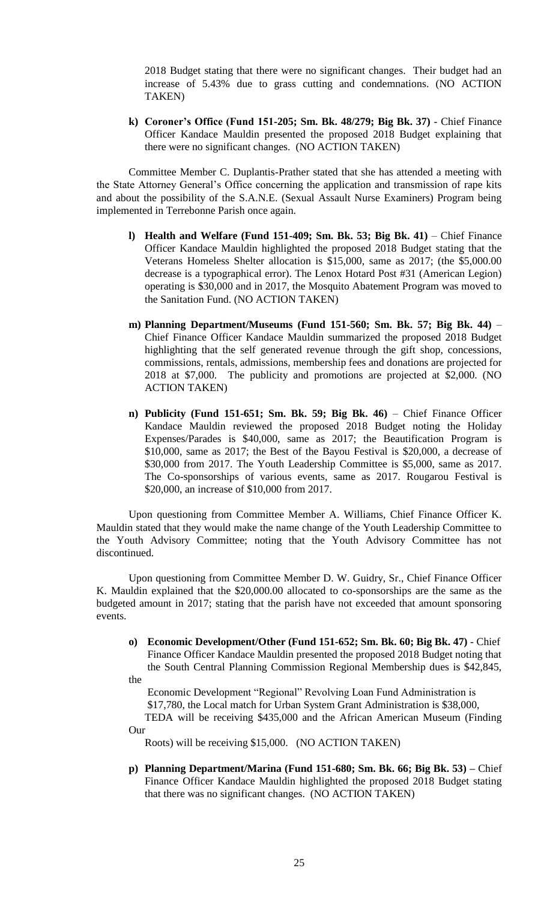2018 Budget stating that there were no significant changes. Their budget had an increase of 5.43% due to grass cutting and condemnations. (NO ACTION TAKEN)

k) **Coroner's Office (Fund 151-205; Sm. Bk. 48/279; Big Bk. 37)** - Chief Finance Officer Kandace Mauldin presented the proposed 2018 Budget explaining that there were no significant changes. (NO ACTION TAKEN)

Committee Member C. Duplantis-Prather stated that she has attended a meeting with the State Attorney General's Office concerning the application and transmission of rape kits and about the possibility of the S.A.N.E. (Sexual Assault Nurse Examiners) Program being implemented in Terrebonne Parish once again.

l) **Health and Welfare (Fund 151-409; Sm. Bk. 53; Big Bk. 41)** – Chief Finance Officer Kandace Mauldin highlighted the proposed 2018 Budget stating that the Veterans Homeless Shelter allocation is $15,000, same as 2017; (the $5,000.00 decrease is a typographical error). The Lenox Hotard Post #31 (American Legion) operating is $30,000 and in 2017, the Mosquito Abatement Program was moved to the Sanitation Fund. (NO ACTION TAKEN)

m) **Planning Department/Museums (Fund 151-560; Sm. Bk. 57; Big Bk. 44)** – Chief Finance Officer Kandace Mauldin summarized the proposed 2018 Budget highlighting that the self generated revenue through the gift shop, concessions, commissions, rentals, admissions, membership fees and donations are projected for 2018 at $7,000. The publicity and promotions are projected at $2,000. (NO ACTION TAKEN)

n) **Publicity (Fund 151-651; Sm. Bk. 59; Big Bk. 46)** – Chief Finance Officer Kandace Mauldin reviewed the proposed 2018 Budget noting the Holiday Expenses/Parades is $40,000, same as 2017; the Beautification Program is $10,000, same as 2017; the Best of the Bayou Festival is $20,000, a decrease of $30,000 from 2017. The Youth Leadership Committee is $5,000, same as 2017. The Co-sponsorships of various events, same as 2017. Rougarou Festival is $20,000, an increase of $10,000 from 2017.

Upon questioning from Committee Member A. Williams, Chief Finance Officer K. Mauldin stated that they would make the name change of the Youth Leadership Committee to the Youth Advisory Committee; noting that the Youth Advisory Committee has not discontinued.

Upon questioning from Committee Member D. W. Guidry, Sr., Chief Finance Officer K. Mauldin explained that the $20,000.00 allocated to co-sponsorships are the same as the budgeted amount in 2017; stating that the parish have not exceeded that amount sponsoring events.

o) **Economic Development/Other (Fund 151-652; Sm. Bk. 60; Big Bk. 47)** - Chief Finance Officer Kandace Mauldin presented the proposed 2018 Budget noting that the South Central Planning Commission Regional Membership dues is $42,845, the Economic Development "Regional" Revolving Loan Fund Administration is $17,780, the Local match for Urban System Grant Administration is $38,000, TEDA will be receiving $435,000 and the African American Museum (Finding Our Roots) will be receiving $15,000. (NO ACTION TAKEN)

p) **Planning Department/Marina (Fund 151-680; Sm. Bk. 66; Big Bk. 53)** – Chief Finance Officer Kandace Mauldin highlighted the proposed 2018 Budget stating that there was no significant changes. (NO ACTION TAKEN)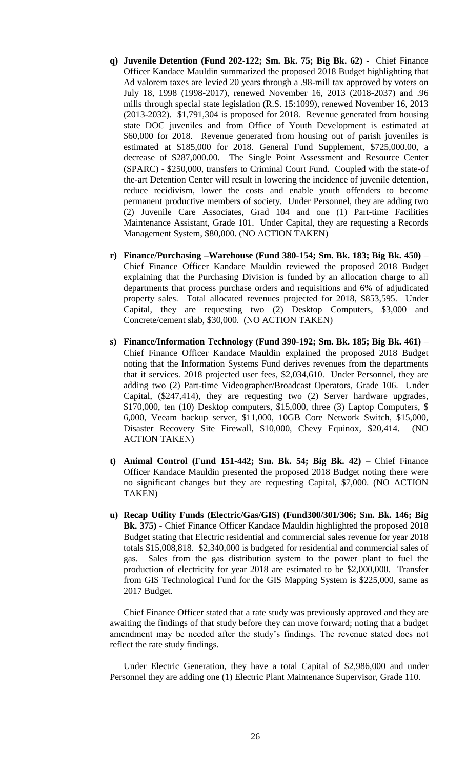- **q) Juvenile Detention (Fund 202-122; Sm. Bk. 75; Big Bk. 62) -** Chief Finance Officer Kandace Mauldin summarized the proposed 2018 Budget highlighting that Ad valorem taxes are levied 20 years through a .98-mill tax approved by voters on July 18, 1998 (1998-2017), renewed November 16, 2013 (2018-2037) and .96 mills through special state legislation (R.S. 15:1099), renewed November 16, 2013 (2013-2032). $1,791,304 is proposed for 2018. Revenue generated from housing state DOC juveniles and from Office of Youth Development is estimated at $60,000 for 2018. Revenue generated from housing out of parish juveniles is estimated at $185,000 for 2018. General Fund Supplement, $725,000.00, a decrease of $287,000.00. The Single Point Assessment and Resource Center (SPARC) - $250,000, transfers to Criminal Court Fund. Coupled with the state-of the-art Detention Center will result in lowering the incidence of juvenile detention, reduce recidivism, lower the costs and enable youth offenders to become permanent productive members of society. Under Personnel, they are adding two (2) Juvenile Care Associates, Grad 104 and one (1) Part-time Facilities Maintenance Assistant, Grade 101. Under Capital, they are requesting a Records Management System, $80,000. (NO ACTION TAKEN)

- **r) Finance/Purchasing –Warehouse (Fund 380-154; Sm. Bk. 183; Big Bk. 450)** – Chief Finance Officer Kandace Mauldin reviewed the proposed 2018 Budget explaining that the Purchasing Division is funded by an allocation charge to all departments that process purchase orders and requisitions and 6% of adjudicated property sales. Total allocated revenues projected for 2018, $853,595. Under Capital, they are requesting two (2) Desktop Computers, $3,000 and Concrete/cement slab, $30,000. (NO ACTION TAKEN)

- **s) Finance/Information Technology (Fund 390-192; Sm. Bk. 185; Big Bk. 461)** – Chief Finance Officer Kandace Mauldin explained the proposed 2018 Budget noting that the Information Systems Fund derives revenues from the departments that it services. 2018 projected user fees, $2,034,610. Under Personnel, they are adding two (2) Part-time Videographer/Broadcast Operators, Grade 106. Under Capital, ($247,414), they are requesting two (2) Server hardware upgrades, $170,000, ten (10) Desktop computers, $15,000, three (3) Laptop Computers, $ 6,000, Veeam backup server, $11,000, 10GB Core Network Switch, $15,000, Disaster Recovery Site Firewall, $10,000, Chevy Equinox, $20,414. (NO ACTION TAKEN)

- **t) Animal Control (Fund 151-442; Sm. Bk. 54; Big Bk. 42)** – Chief Finance Officer Kandace Mauldin presented the proposed 2018 Budget noting there were no significant changes but they are requesting Capital, $7,000. (NO ACTION TAKEN)

- **u) Recap Utility Funds (Electric/Gas/GIS) (Fund300/301/306; Sm. Bk. 146; Big Bk. 375)** - Chief Finance Officer Kandace Mauldin highlighted the proposed 2018 Budget stating that Electric residential and commercial sales revenue for year 2018 totals $15,008,818. $2,340,000 is budgeted for residential and commercial sales of gas. Sales from the gas distribution system to the power plant to fuel the production of electricity for year 2018 are estimated to be $2,000,000. Transfer from GIS Technological Fund for the GIS Mapping System is $225,000, same as 2017 Budget.

  Chief Finance Officer stated that a rate study was previously approved and they are awaiting the findings of that study before they can move forward; noting that a budget amendment may be needed after the study's findings. The revenue stated does not reflect the rate study findings.

  Under Electric Generation, they have a total Capital of $2,986,000 and under Personnel they are adding one (1) Electric Plant Maintenance Supervisor, Grade 110.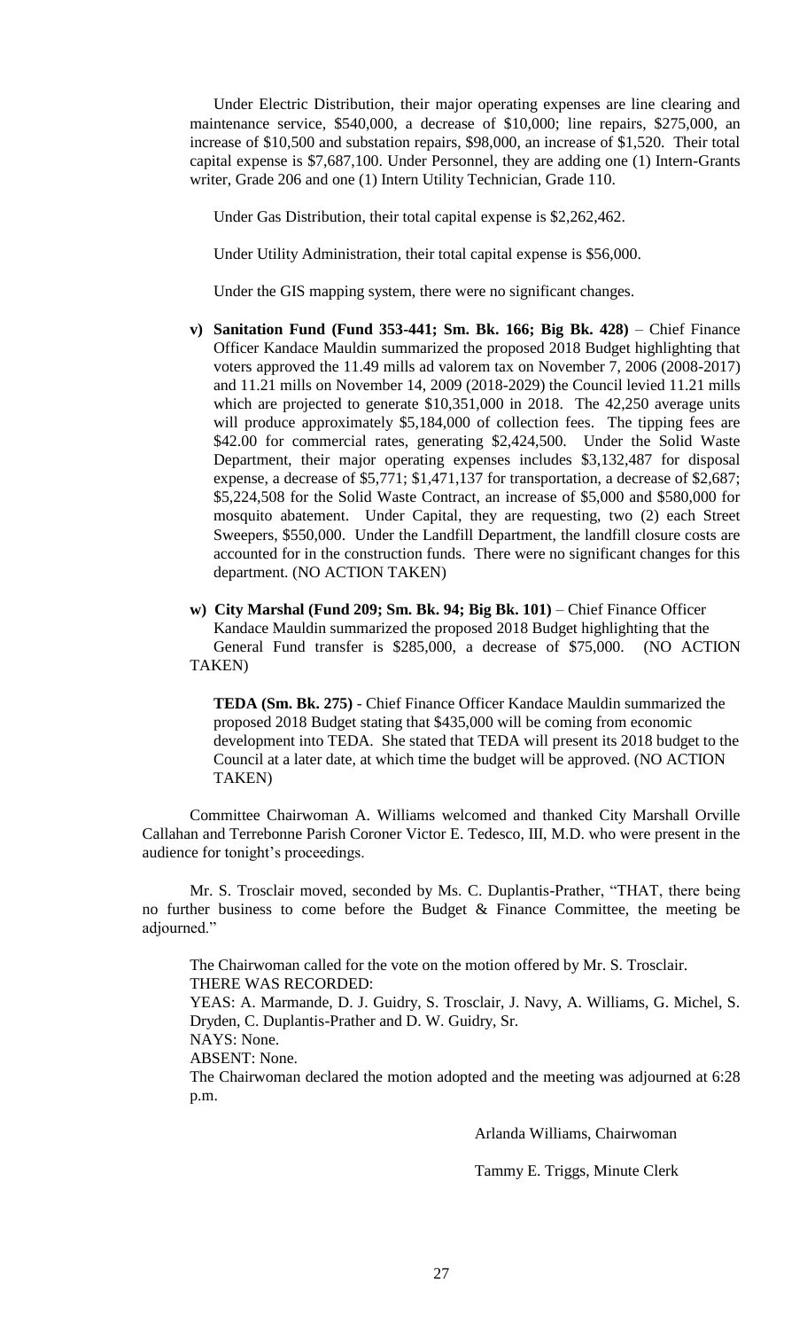Under Electric Distribution, their major operating expenses are line clearing and maintenance service, $540,000, a decrease of $10,000; line repairs, $275,000, an increase of $10,500 and substation repairs, $98,000, an increase of $1,520. Their total capital expense is $7,687,100. Under Personnel, they are adding one (1) Intern-Grants writer, Grade 206 and one (1) Intern Utility Technician, Grade 110.

Under Gas Distribution, their total capital expense is $2,262,462.

Under Utility Administration, their total capital expense is $56,000.

Under the GIS mapping system, there were no significant changes.

**v) Sanitation Fund (Fund 353-441; Sm. Bk. 166; Big Bk. 428)** – Chief Finance Officer Kandace Mauldin summarized the proposed 2018 Budget highlighting that voters approved the 11.49 mills ad valorem tax on November 7, 2006 (2008-2017) and 11.21 mills on November 14, 2009 (2018-2029) the Council levied 11.21 mills which are projected to generate $10,351,000 in 2018. The 42,250 average units will produce approximately $5,184,000 of collection fees. The tipping fees are $42.00 for commercial rates, generating $2,424,500. Under the Solid Waste Department, their major operating expenses includes $3,132,487 for disposal expense, a decrease of $5,771; $1,471,137 for transportation, a decrease of $2,687; $5,224,508 for the Solid Waste Contract, an increase of $5,000 and $580,000 for mosquito abatement. Under Capital, they are requesting, two (2) each Street Sweepers, $550,000. Under the Landfill Department, the landfill closure costs are accounted for in the construction funds. There were no significant changes for this department. (NO ACTION TAKEN)

**w) City Marshal (Fund 209; Sm. Bk. 94; Big Bk. 101)** – Chief Finance Officer Kandace Mauldin summarized the proposed 2018 Budget highlighting that the General Fund transfer is $285,000, a decrease of $75,000. (NO ACTION TAKEN)

**TEDA (Sm. Bk. 275)** - Chief Finance Officer Kandace Mauldin summarized the proposed 2018 Budget stating that $435,000 will be coming from economic development into TEDA. She stated that TEDA will present its 2018 budget to the Council at a later date, at which time the budget will be approved. (NO ACTION TAKEN)

Committee Chairwoman A. Williams welcomed and thanked City Marshall Orville Callahan and Terrebonne Parish Coroner Victor E. Tedesco, III, M.D. who were present in the audience for tonight's proceedings.

Mr. S. Trosclair moved, seconded by Ms. C. Duplantis-Prather, "THAT, there being no further business to come before the Budget & Finance Committee, the meeting be adjourned."

The Chairwoman called for the vote on the motion offered by Mr. S. Trosclair.
THERE WAS RECORDED:
YEAS: A. Marmande, D. J. Guidry, S. Trosclair, J. Navy, A. Williams, G. Michel, S. Dryden, C. Duplantis-Prather and D. W. Guidry, Sr.
NAYS: None.
ABSENT: None.
The Chairwoman declared the motion adopted and the meeting was adjourned at 6:28 p.m.

Arlanda Williams, Chairwoman

Tammy E. Triggs, Minute Clerk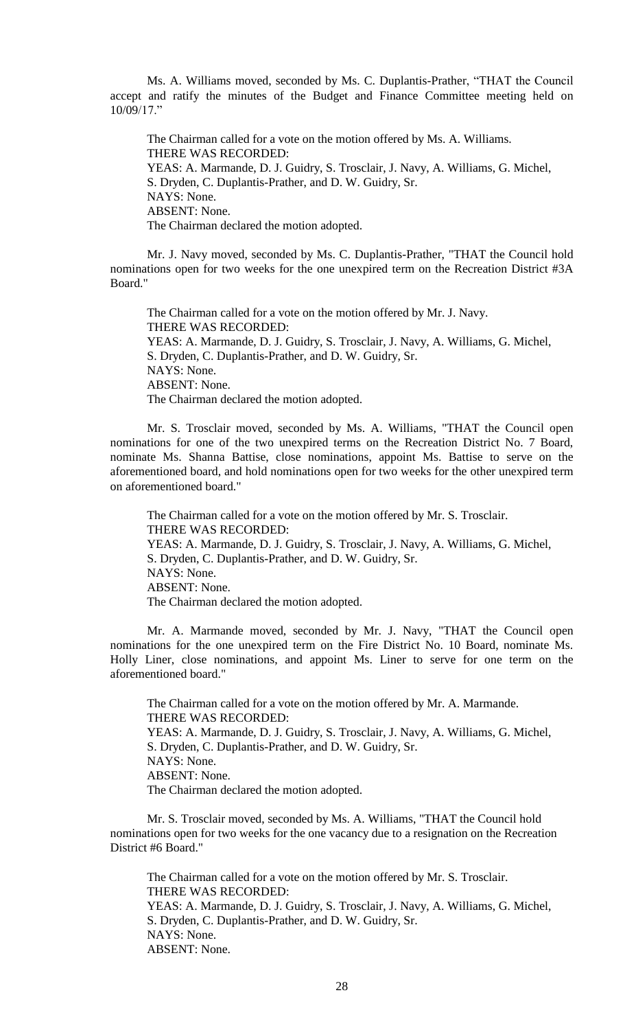Ms. A. Williams moved, seconded by Ms. C. Duplantis-Prather, "THAT the Council accept and ratify the minutes of the Budget and Finance Committee meeting held on 10/09/17."

The Chairman called for a vote on the motion offered by Ms. A. Williams.
THERE WAS RECORDED:
YEAS: A. Marmande, D. J. Guidry, S. Trosclair, J. Navy, A. Williams, G. Michel, S. Dryden, C. Duplantis-Prather, and D. W. Guidry, Sr.
NAYS: None.
ABSENT: None.
The Chairman declared the motion adopted.

Mr. J. Navy moved, seconded by Ms. C. Duplantis-Prather, "THAT the Council hold nominations open for two weeks for the one unexpired term on the Recreation District #3A Board."

The Chairman called for a vote on the motion offered by Mr. J. Navy.
THERE WAS RECORDED:
YEAS: A. Marmande, D. J. Guidry, S. Trosclair, J. Navy, A. Williams, G. Michel, S. Dryden, C. Duplantis-Prather, and D. W. Guidry, Sr.
NAYS: None.
ABSENT: None.
The Chairman declared the motion adopted.

Mr. S. Trosclair moved, seconded by Ms. A. Williams, "THAT the Council open nominations for one of the two unexpired terms on the Recreation District No. 7 Board, nominate Ms. Shanna Battise, close nominations, appoint Ms. Battise to serve on the aforementioned board, and hold nominations open for two weeks for the other unexpired term on aforementioned board."

The Chairman called for a vote on the motion offered by Mr. S. Trosclair.
THERE WAS RECORDED:
YEAS: A. Marmande, D. J. Guidry, S. Trosclair, J. Navy, A. Williams, G. Michel, S. Dryden, C. Duplantis-Prather, and D. W. Guidry, Sr.
NAYS: None.
ABSENT: None.
The Chairman declared the motion adopted.

Mr. A. Marmande moved, seconded by Mr. J. Navy, "THAT the Council open nominations for the one unexpired term on the Fire District No. 10 Board, nominate Ms. Holly Liner, close nominations, and appoint Ms. Liner to serve for one term on the aforementioned board."

The Chairman called for a vote on the motion offered by Mr. A. Marmande.
THERE WAS RECORDED:
YEAS: A. Marmande, D. J. Guidry, S. Trosclair, J. Navy, A. Williams, G. Michel, S. Dryden, C. Duplantis-Prather, and D. W. Guidry, Sr.
NAYS: None.
ABSENT: None.
The Chairman declared the motion adopted.

Mr. S. Trosclair moved, seconded by Ms. A. Williams, "THAT the Council hold nominations open for two weeks for the one vacancy due to a resignation on the Recreation District #6 Board."

The Chairman called for a vote on the motion offered by Mr. S. Trosclair.
THERE WAS RECORDED:
YEAS: A. Marmande, D. J. Guidry, S. Trosclair, J. Navy, A. Williams, G. Michel, S. Dryden, C. Duplantis-Prather, and D. W. Guidry, Sr.
NAYS: None.
ABSENT: None.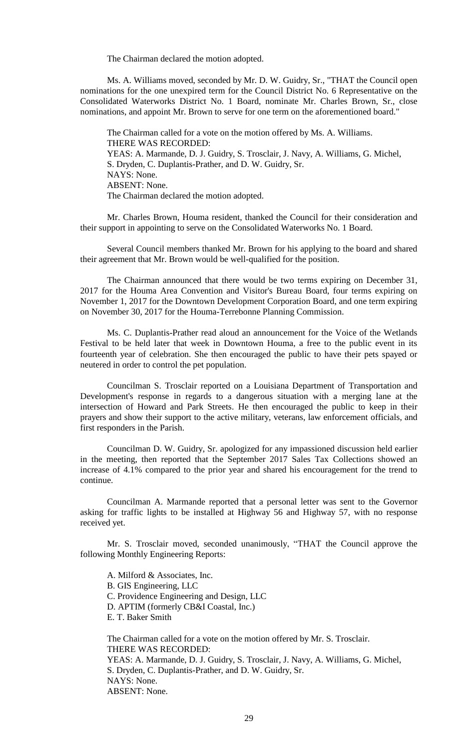The Chairman declared the motion adopted.

Ms. A. Williams moved, seconded by Mr. D. W. Guidry, Sr., "THAT the Council open nominations for the one unexpired term for the Council District No. 6 Representative on the Consolidated Waterworks District No. 1 Board, nominate Mr. Charles Brown, Sr., close nominations, and appoint Mr. Brown to serve for one term on the aforementioned board."

The Chairman called for a vote on the motion offered by Ms. A. Williams.
THERE WAS RECORDED:
YEAS: A. Marmande, D. J. Guidry, S. Trosclair, J. Navy, A. Williams, G. Michel, S. Dryden, C. Duplantis-Prather, and D. W. Guidry, Sr.
NAYS: None.
ABSENT: None.
The Chairman declared the motion adopted.

Mr. Charles Brown, Houma resident, thanked the Council for their consideration and their support in appointing to serve on the Consolidated Waterworks No. 1 Board.

Several Council members thanked Mr. Brown for his applying to the board and shared their agreement that Mr. Brown would be well-qualified for the position.

The Chairman announced that there would be two terms expiring on December 31, 2017 for the Houma Area Convention and Visitor's Bureau Board, four terms expiring on November 1, 2017 for the Downtown Development Corporation Board, and one term expiring on November 30, 2017 for the Houma-Terrebonne Planning Commission.

Ms. C. Duplantis-Prather read aloud an announcement for the Voice of the Wetlands Festival to be held later that week in Downtown Houma, a free to the public event in its fourteenth year of celebration. She then encouraged the public to have their pets spayed or neutered in order to control the pet population.

Councilman S. Trosclair reported on a Louisiana Department of Transportation and Development's response in regards to a dangerous situation with a merging lane at the intersection of Howard and Park Streets. He then encouraged the public to keep in their prayers and show their support to the active military, veterans, law enforcement officials, and first responders in the Parish.

Councilman D. W. Guidry, Sr. apologized for any impassioned discussion held earlier in the meeting, then reported that the September 2017 Sales Tax Collections showed an increase of 4.1% compared to the prior year and shared his encouragement for the trend to continue.

Councilman A. Marmande reported that a personal letter was sent to the Governor asking for traffic lights to be installed at Highway 56 and Highway 57, with no response received yet.

Mr. S. Trosclair moved, seconded unanimously, "THAT the Council approve the following Monthly Engineering Reports:

A. Milford & Associates, Inc.
B. GIS Engineering, LLC
C. Providence Engineering and Design, LLC
D. APTIM (formerly CB&I Coastal, Inc.)
E. T. Baker Smith

The Chairman called for a vote on the motion offered by Mr. S. Trosclair.
THERE WAS RECORDED:
YEAS: A. Marmande, D. J. Guidry, S. Trosclair, J. Navy, A. Williams, G. Michel, S. Dryden, C. Duplantis-Prather, and D. W. Guidry, Sr.
NAYS: None.
ABSENT: None.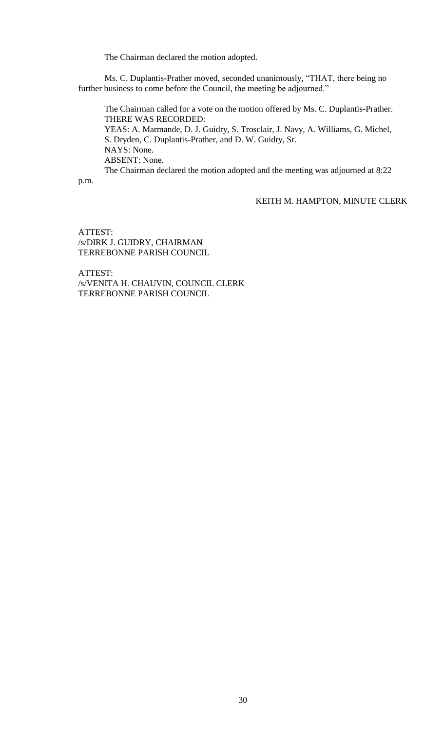The Chairman declared the motion adopted.

Ms. C. Duplantis-Prather moved, seconded unanimously, "THAT, there being no further business to come before the Council, the meeting be adjourned."

The Chairman called for a vote on the motion offered by Ms. C. Duplantis-Prather.
THERE WAS RECORDED:
YEAS: A. Marmande, D. J. Guidry, S. Trosclair, J. Navy, A. Williams, G. Michel, S. Dryden, C. Duplantis-Prather, and D. W. Guidry, Sr.
NAYS: None.
ABSENT: None.
The Chairman declared the motion adopted and the meeting was adjourned at 8:22 p.m.

KEITH M. HAMPTON, MINUTE CLERK

ATTEST:
/s/DIRK J. GUIDRY, CHAIRMAN
TERREBONNE PARISH COUNCIL

ATTEST:
/s/VENITA H. CHAUVIN, COUNCIL CLERK
TERREBONNE PARISH COUNCIL